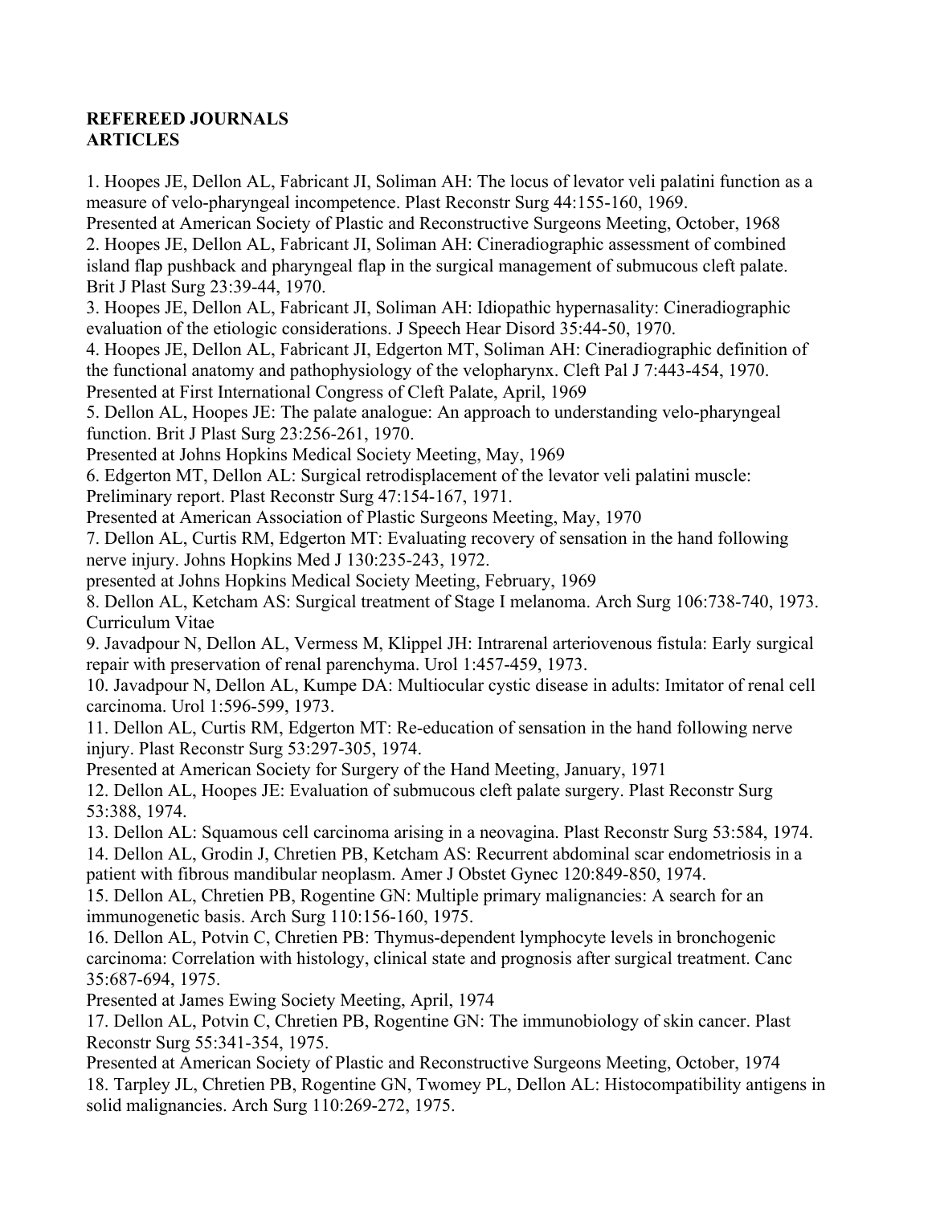**REFEREED JOURNALS**
**ARTICLES**

1. Hoopes JE, Dellon AL, Fabricant JI, Soliman AH: The locus of levator veli palatini function as a measure of velo-pharyngeal incompetence. Plast Reconstr Surg 44:155-160, 1969.
Presented at American Society of Plastic and Reconstructive Surgeons Meeting, October, 1968
2. Hoopes JE, Dellon AL, Fabricant JI, Soliman AH: Cineradiographic assessment of combined island flap pushback and pharyngeal flap in the surgical management of submucous cleft palate. Brit J Plast Surg 23:39-44, 1970.
3. Hoopes JE, Dellon AL, Fabricant JI, Soliman AH: Idiopathic hypernasality: Cineradiographic evaluation of the etiologic considerations. J Speech Hear Disord 35:44-50, 1970.
4. Hoopes JE, Dellon AL, Fabricant JI, Edgerton MT, Soliman AH: Cineradiographic definition of the functional anatomy and pathophysiology of the velopharynx. Cleft Pal J 7:443-454, 1970.
Presented at First International Congress of Cleft Palate, April, 1969
5. Dellon AL, Hoopes JE: The palate analogue: An approach to understanding velo-pharyngeal function. Brit J Plast Surg 23:256-261, 1970.
Presented at Johns Hopkins Medical Society Meeting, May, 1969
6. Edgerton MT, Dellon AL: Surgical retrodisplacement of the levator veli palatini muscle: Preliminary report. Plast Reconstr Surg 47:154-167, 1971.
Presented at American Association of Plastic Surgeons Meeting, May, 1970
7. Dellon AL, Curtis RM, Edgerton MT: Evaluating recovery of sensation in the hand following nerve injury. Johns Hopkins Med J 130:235-243, 1972.
presented at Johns Hopkins Medical Society Meeting, February, 1969
8. Dellon AL, Ketcham AS: Surgical treatment of Stage I melanoma. Arch Surg 106:738-740, 1973.
Curriculum Vitae
9. Javadpour N, Dellon AL, Vermess M, Klippel JH: Intrarenal arteriovenous fistula: Early surgical repair with preservation of renal parenchyma. Urol 1:457-459, 1973.
10. Javadpour N, Dellon AL, Kumpe DA: Multiocular cystic disease in adults: Imitator of renal cell carcinoma. Urol 1:596-599, 1973.
11. Dellon AL, Curtis RM, Edgerton MT: Re-education of sensation in the hand following nerve injury. Plast Reconstr Surg 53:297-305, 1974.
Presented at American Society for Surgery of the Hand Meeting, January, 1971
12. Dellon AL, Hoopes JE: Evaluation of submucous cleft palate surgery. Plast Reconstr Surg 53:388, 1974.
13. Dellon AL: Squamous cell carcinoma arising in a neovagina. Plast Reconstr Surg 53:584, 1974.
14. Dellon AL, Grodin J, Chretien PB, Ketcham AS: Recurrent abdominal scar endometriosis in a patient with fibrous mandibular neoplasm. Amer J Obstet Gynec 120:849-850, 1974.
15. Dellon AL, Chretien PB, Rogentine GN: Multiple primary malignancies: A search for an immunogenetic basis. Arch Surg 110:156-160, 1975.
16. Dellon AL, Potvin C, Chretien PB: Thymus-dependent lymphocyte levels in bronchogenic carcinoma: Correlation with histology, clinical state and prognosis after surgical treatment. Canc 35:687-694, 1975.
Presented at James Ewing Society Meeting, April, 1974
17. Dellon AL, Potvin C, Chretien PB, Rogentine GN: The immunobiology of skin cancer. Plast Reconstr Surg 55:341-354, 1975.
Presented at American Society of Plastic and Reconstructive Surgeons Meeting, October, 1974
18. Tarpley JL, Chretien PB, Rogentine GN, Twomey PL, Dellon AL: Histocompatibility antigens in solid malignancies. Arch Surg 110:269-272, 1975.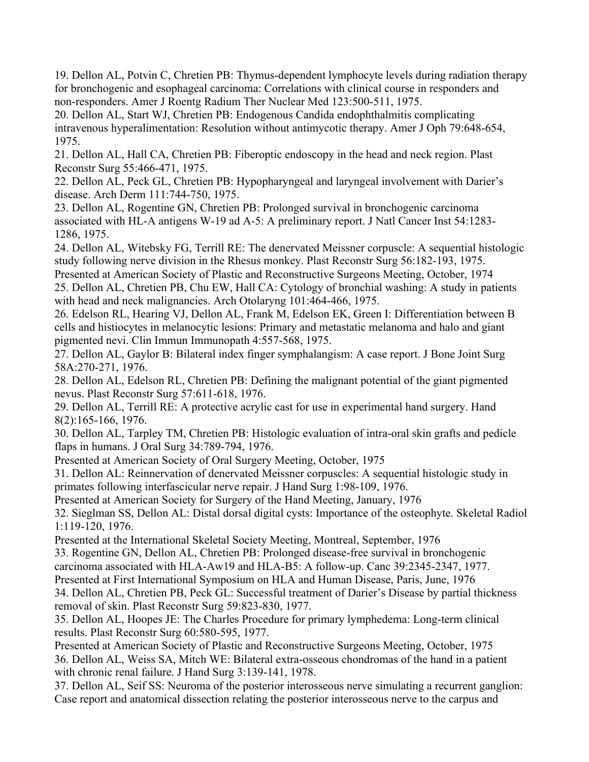19. Dellon AL, Potvin C, Chretien PB: Thymus-dependent lymphocyte levels during radiation therapy for bronchogenic and esophageal carcinoma: Correlations with clinical course in responders and non-responders. Amer J Roentg Radium Ther Nuclear Med 123:500-511, 1975.

20. Dellon AL, Start WJ, Chretien PB: Endogenous Candida endophthalmitis complicating intravenous hyperalimentation: Resolution without antimycotic therapy. Amer J Oph 79:648-654, 1975.

21. Dellon AL, Hall CA, Chretien PB: Fiberoptic endoscopy in the head and neck region. Plast Reconstr Surg 55:466-471, 1975.

22. Dellon AL, Peck GL, Chretien PB: Hypopharyngeal and laryngeal involvement with Darier's disease. Arch Derm 111:744-750, 1975.

23. Dellon AL, Rogentine GN, Chretien PB: Prolonged survival in bronchogenic carcinoma associated with HL-A antigens W-19 ad A-5: A preliminary report. J Natl Cancer Inst 54:1283-1286, 1975.

24. Dellon AL, Witebsky FG, Terrill RE: The denervated Meissner corpuscle: A sequential histologic study following nerve division in the Rhesus monkey. Plast Reconstr Surg 56:182-193, 1975.
Presented at American Society of Plastic and Reconstructive Surgeons Meeting, October, 1974

25. Dellon AL, Chretien PB, Chu EW, Hall CA: Cytology of bronchial washing: A study in patients with head and neck malignancies. Arch Otolaryng 101:464-466, 1975.

26. Edelson RL, Hearing VJ, Dellon AL, Frank M, Edelson EK, Green I: Differentiation between B cells and histiocytes in melanocytic lesions: Primary and metastatic melanoma and halo and giant pigmented nevi. Clin Immun Immunopath 4:557-568, 1975.

27. Dellon AL, Gaylor B: Bilateral index finger symphalangism: A case report. J Bone Joint Surg 58A:270-271, 1976.

28. Dellon AL, Edelson RL, Chretien PB: Defining the malignant potential of the giant pigmented nevus. Plast Reconstr Surg 57:611-618, 1976.

29. Dellon AL, Terrill RE: A protective acrylic cast for use in experimental hand surgery. Hand 8(2):165-166, 1976.

30. Dellon AL, Tarpley TM, Chretien PB: Histologic evaluation of intra-oral skin grafts and pedicle flaps in humans. J Oral Surg 34:789-794, 1976.
Presented at American Society of Oral Surgery Meeting, October, 1975

31. Dellon AL: Reinnervation of denervated Meissner corpuscles: A sequential histologic study in primates following interfascicular nerve repair. J Hand Surg 1:98-109, 1976.
Presented at American Society for Surgery of the Hand Meeting, January, 1976

32. Sieglman SS, Dellon AL: Distal dorsal digital cysts: Importance of the osteophyte. Skeletal Radiol 1:119-120, 1976.
Presented at the International Skeletal Society Meeting, Montreal, September, 1976

33. Rogentine GN, Dellon AL, Chretien PB: Prolonged disease-free survival in bronchogenic carcinoma associated with HLA-Aw19 and HLA-B5: A follow-up. Canc 39:2345-2347, 1977.
Presented at First International Symposium on HLA and Human Disease, Paris, June, 1976

34. Dellon AL, Chretien PB, Peck GL: Successful treatment of Darier's Disease by partial thickness removal of skin. Plast Reconstr Surg 59:823-830, 1977.

35. Dellon AL, Hoopes JE: The Charles Procedure for primary lymphedema: Long-term clinical results. Plast Reconstr Surg 60:580-595, 1977.
Presented at American Society of Plastic and Reconstructive Surgeons Meeting, October, 1975

36. Dellon AL, Weiss SA, Mitch WE: Bilateral extra-osseous chondromas of the hand in a patient with chronic renal failure. J Hand Surg 3:139-141, 1978.

37. Dellon AL, Seif SS: Neuroma of the posterior interosseous nerve simulating a recurrent ganglion: Case report and anatomical dissection relating the posterior interosseous nerve to the carpus and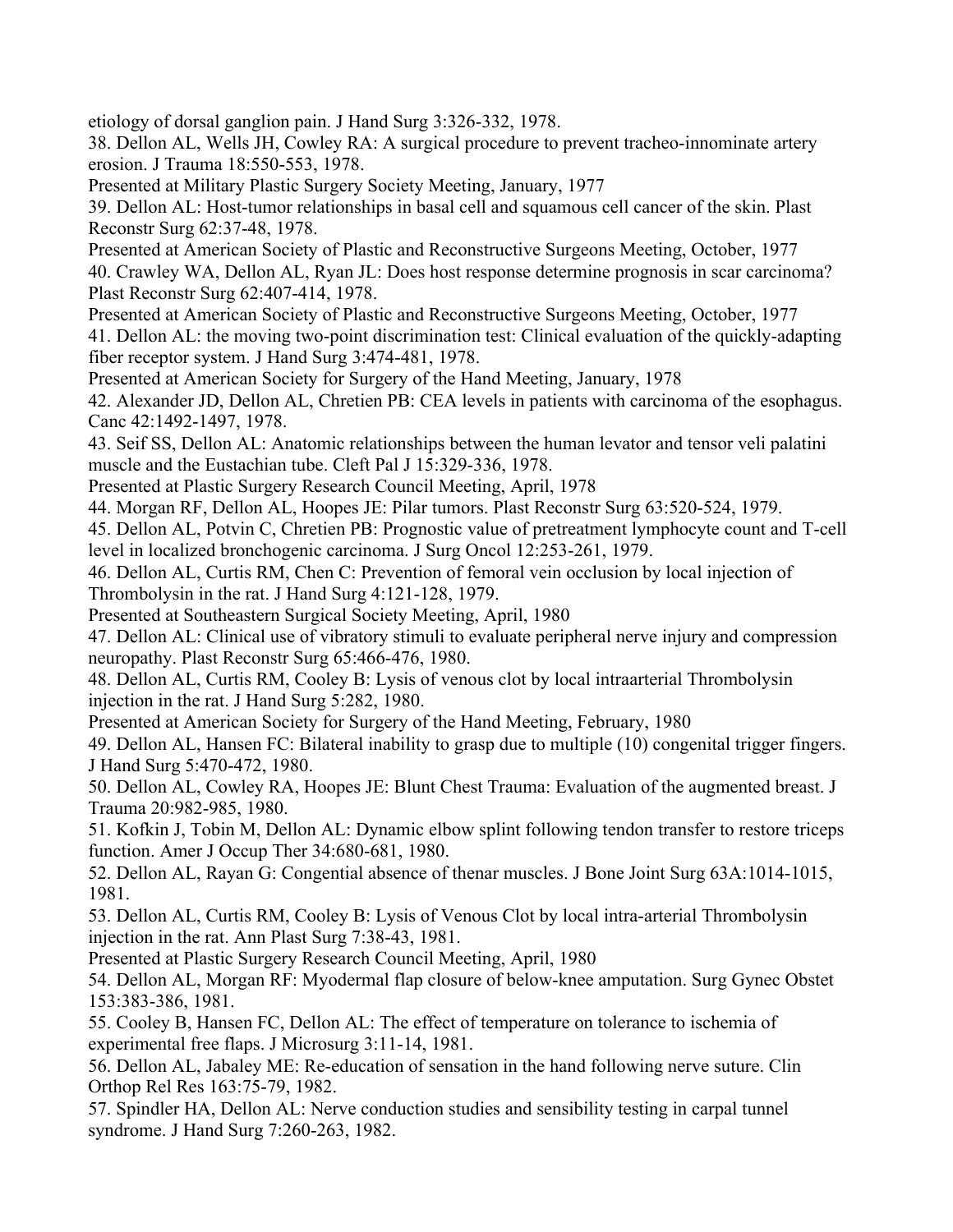etiology of dorsal ganglion pain. J Hand Surg 3:326-332, 1978.

38. Dellon AL, Wells JH, Cowley RA: A surgical procedure to prevent tracheo-innominate artery erosion. J Trauma 18:550-553, 1978.

Presented at Military Plastic Surgery Society Meeting, January, 1977

39. Dellon AL: Host-tumor relationships in basal cell and squamous cell cancer of the skin. Plast Reconstr Surg 62:37-48, 1978.

Presented at American Society of Plastic and Reconstructive Surgeons Meeting, October, 1977

40. Crawley WA, Dellon AL, Ryan JL: Does host response determine prognosis in scar carcinoma? Plast Reconstr Surg 62:407-414, 1978.

Presented at American Society of Plastic and Reconstructive Surgeons Meeting, October, 1977

41. Dellon AL: the moving two-point discrimination test: Clinical evaluation of the quickly-adapting fiber receptor system. J Hand Surg 3:474-481, 1978.

Presented at American Society for Surgery of the Hand Meeting, January, 1978

42. Alexander JD, Dellon AL, Chretien PB: CEA levels in patients with carcinoma of the esophagus. Canc 42:1492-1497, 1978.

43. Seif SS, Dellon AL: Anatomic relationships between the human levator and tensor veli palatini muscle and the Eustachian tube. Cleft Pal J 15:329-336, 1978.

Presented at Plastic Surgery Research Council Meeting, April, 1978

44. Morgan RF, Dellon AL, Hoopes JE: Pilar tumors. Plast Reconstr Surg 63:520-524, 1979.

45. Dellon AL, Potvin C, Chretien PB: Prognostic value of pretreatment lymphocyte count and T-cell level in localized bronchogenic carcinoma. J Surg Oncol 12:253-261, 1979.

46. Dellon AL, Curtis RM, Chen C: Prevention of femoral vein occlusion by local injection of Thrombolysin in the rat. J Hand Surg 4:121-128, 1979.

Presented at Southeastern Surgical Society Meeting, April, 1980

47. Dellon AL: Clinical use of vibratory stimuli to evaluate peripheral nerve injury and compression neuropathy. Plast Reconstr Surg 65:466-476, 1980.

48. Dellon AL, Curtis RM, Cooley B: Lysis of venous clot by local intraarterial Thrombolysin injection in the rat. J Hand Surg 5:282, 1980.

Presented at American Society for Surgery of the Hand Meeting, February, 1980

49. Dellon AL, Hansen FC: Bilateral inability to grasp due to multiple (10) congenital trigger fingers. J Hand Surg 5:470-472, 1980.

50. Dellon AL, Cowley RA, Hoopes JE: Blunt Chest Trauma: Evaluation of the augmented breast. J Trauma 20:982-985, 1980.

51. Kofkin J, Tobin M, Dellon AL: Dynamic elbow splint following tendon transfer to restore triceps function. Amer J Occup Ther 34:680-681, 1980.

52. Dellon AL, Rayan G: Congential absence of thenar muscles. J Bone Joint Surg 63A:1014-1015, 1981.

53. Dellon AL, Curtis RM, Cooley B: Lysis of Venous Clot by local intra-arterial Thrombolysin injection in the rat. Ann Plast Surg 7:38-43, 1981.

Presented at Plastic Surgery Research Council Meeting, April, 1980

54. Dellon AL, Morgan RF: Myodermal flap closure of below-knee amputation. Surg Gynec Obstet 153:383-386, 1981.

55. Cooley B, Hansen FC, Dellon AL: The effect of temperature on tolerance to ischemia of experimental free flaps. J Microsurg 3:11-14, 1981.

56. Dellon AL, Jabaley ME: Re-education of sensation in the hand following nerve suture. Clin Orthop Rel Res 163:75-79, 1982.

57. Spindler HA, Dellon AL: Nerve conduction studies and sensibility testing in carpal tunnel syndrome. J Hand Surg 7:260-263, 1982.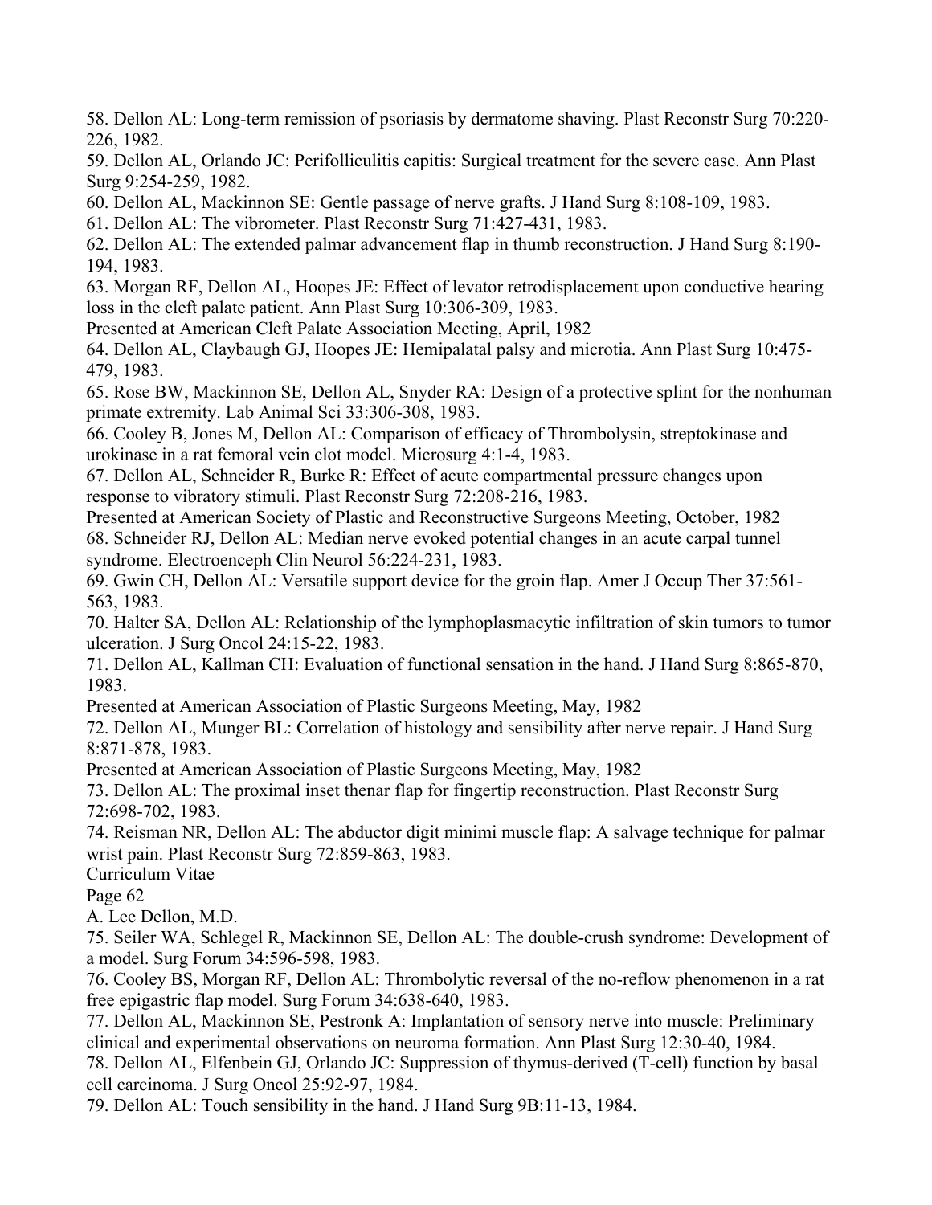58. Dellon AL: Long-term remission of psoriasis by dermatome shaving. Plast Reconstr Surg 70:220-226, 1982.

59. Dellon AL, Orlando JC: Perifolliculitis capitis: Surgical treatment for the severe case. Ann Plast Surg 9:254-259, 1982.

60. Dellon AL, Mackinnon SE: Gentle passage of nerve grafts. J Hand Surg 8:108-109, 1983.

61. Dellon AL: The vibrometer. Plast Reconstr Surg 71:427-431, 1983.

62. Dellon AL: The extended palmar advancement flap in thumb reconstruction. J Hand Surg 8:190-194, 1983.

63. Morgan RF, Dellon AL, Hoopes JE: Effect of levator retrodisplacement upon conductive hearing loss in the cleft palate patient. Ann Plast Surg 10:306-309, 1983.
Presented at American Cleft Palate Association Meeting, April, 1982

64. Dellon AL, Claybaugh GJ, Hoopes JE: Hemipalatal palsy and microtia. Ann Plast Surg 10:475-479, 1983.

65. Rose BW, Mackinnon SE, Dellon AL, Snyder RA: Design of a protective splint for the nonhuman primate extremity. Lab Animal Sci 33:306-308, 1983.

66. Cooley B, Jones M, Dellon AL: Comparison of efficacy of Thrombolysin, streptokinase and urokinase in a rat femoral vein clot model. Microsurg 4:1-4, 1983.

67. Dellon AL, Schneider R, Burke R: Effect of acute compartmental pressure changes upon response to vibratory stimuli. Plast Reconstr Surg 72:208-216, 1983.
Presented at American Society of Plastic and Reconstructive Surgeons Meeting, October, 1982

68. Schneider RJ, Dellon AL: Median nerve evoked potential changes in an acute carpal tunnel syndrome. Electroenceph Clin Neurol 56:224-231, 1983.

69. Gwin CH, Dellon AL: Versatile support device for the groin flap. Amer J Occup Ther 37:561-563, 1983.

70. Halter SA, Dellon AL: Relationship of the lymphoplasmacytic infiltration of skin tumors to tumor ulceration. J Surg Oncol 24:15-22, 1983.

71. Dellon AL, Kallman CH: Evaluation of functional sensation in the hand. J Hand Surg 8:865-870, 1983.
Presented at American Association of Plastic Surgeons Meeting, May, 1982

72. Dellon AL, Munger BL: Correlation of histology and sensibility after nerve repair. J Hand Surg 8:871-878, 1983.
Presented at American Association of Plastic Surgeons Meeting, May, 1982

73. Dellon AL: The proximal inset thenar flap for fingertip reconstruction. Plast Reconstr Surg 72:698-702, 1983.

74. Reisman NR, Dellon AL: The abductor digit minimi muscle flap: A salvage technique for palmar wrist pain. Plast Reconstr Surg 72:859-863, 1983.

75. Seiler WA, Schlegel R, Mackinnon SE, Dellon AL: The double-crush syndrome: Development of a model. Surg Forum 34:596-598, 1983.

76. Cooley BS, Morgan RF, Dellon AL: Thrombolytic reversal of the no-reflow phenomenon in a rat free epigastric flap model. Surg Forum 34:638-640, 1983.

77. Dellon AL, Mackinnon SE, Pestronk A: Implantation of sensory nerve into muscle: Preliminary clinical and experimental observations on neuroma formation. Ann Plast Surg 12:30-40, 1984.

78. Dellon AL, Elfenbein GJ, Orlando JC: Suppression of thymus-derived (T-cell) function by basal cell carcinoma. J Surg Oncol 25:92-97, 1984.

79. Dellon AL: Touch sensibility in the hand. J Hand Surg 9B:11-13, 1984.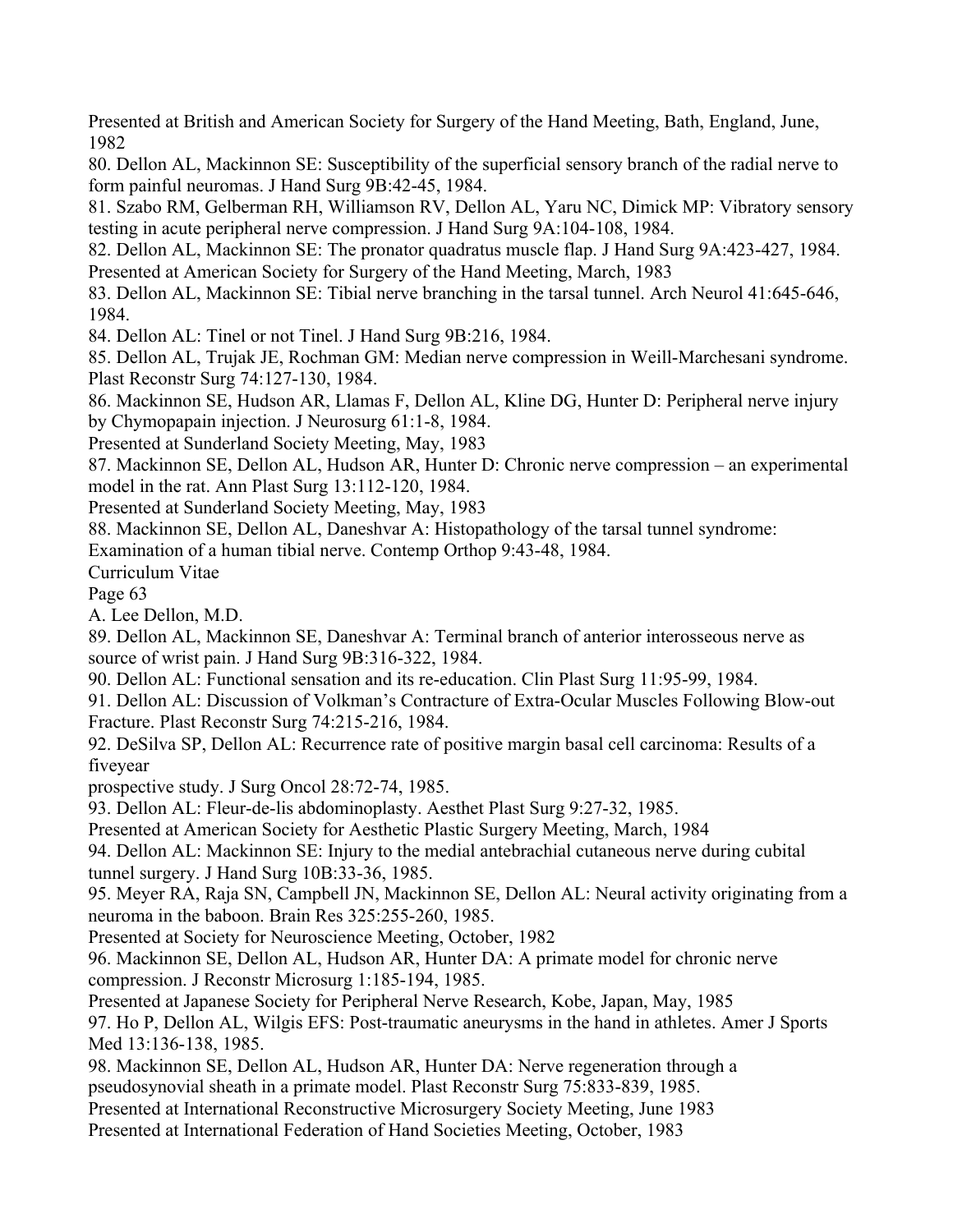Presented at British and American Society for Surgery of the Hand Meeting, Bath, England, June, 1982

80. Dellon AL, Mackinnon SE: Susceptibility of the superficial sensory branch of the radial nerve to form painful neuromas. J Hand Surg 9B:42-45, 1984.

81. Szabo RM, Gelberman RH, Williamson RV, Dellon AL, Yaru NC, Dimick MP: Vibratory sensory testing in acute peripheral nerve compression. J Hand Surg 9A:104-108, 1984.

82. Dellon AL, Mackinnon SE: The pronator quadratus muscle flap. J Hand Surg 9A:423-427, 1984.
Presented at American Society for Surgery of the Hand Meeting, March, 1983

83. Dellon AL, Mackinnon SE: Tibial nerve branching in the tarsal tunnel. Arch Neurol 41:645-646, 1984.

84. Dellon AL: Tinel or not Tinel. J Hand Surg 9B:216, 1984.

85. Dellon AL, Trujak JE, Rochman GM: Median nerve compression in Weill-Marchesani syndrome. Plast Reconstr Surg 74:127-130, 1984.

86. Mackinnon SE, Hudson AR, Llamas F, Dellon AL, Kline DG, Hunter D: Peripheral nerve injury by Chymopapain injection. J Neurosurg 61:1-8, 1984.
Presented at Sunderland Society Meeting, May, 1983

87. Mackinnon SE, Dellon AL, Hudson AR, Hunter D: Chronic nerve compression – an experimental model in the rat. Ann Plast Surg 13:112-120, 1984.
Presented at Sunderland Society Meeting, May, 1983

88. Mackinnon SE, Dellon AL, Daneshvar A: Histopathology of the tarsal tunnel syndrome: Examination of a human tibial nerve. Contemp Orthop 9:43-48, 1984.

89. Dellon AL, Mackinnon SE, Daneshvar A: Terminal branch of anterior interosseous nerve as source of wrist pain. J Hand Surg 9B:316-322, 1984.

90. Dellon AL: Functional sensation and its re-education. Clin Plast Surg 11:95-99, 1984.

91. Dellon AL: Discussion of Volkman's Contracture of Extra-Ocular Muscles Following Blow-out Fracture. Plast Reconstr Surg 74:215-216, 1984.

92. DeSilva SP, Dellon AL: Recurrence rate of positive margin basal cell carcinoma: Results of a fiveyear prospective study. J Surg Oncol 28:72-74, 1985.

93. Dellon AL: Fleur-de-lis abdominoplasty. Aesthet Plast Surg 9:27-32, 1985.
Presented at American Society for Aesthetic Plastic Surgery Meeting, March, 1984

94. Dellon AL: Mackinnon SE: Injury to the medial antebrachial cutaneous nerve during cubital tunnel surgery. J Hand Surg 10B:33-36, 1985.

95. Meyer RA, Raja SN, Campbell JN, Mackinnon SE, Dellon AL: Neural activity originating from a neuroma in the baboon. Brain Res 325:255-260, 1985.
Presented at Society for Neuroscience Meeting, October, 1982

96. Mackinnon SE, Dellon AL, Hudson AR, Hunter DA: A primate model for chronic nerve compression. J Reconstr Microsurg 1:185-194, 1985.
Presented at Japanese Society for Peripheral Nerve Research, Kobe, Japan, May, 1985

97. Ho P, Dellon AL, Wilgis EFS: Post-traumatic aneurysms in the hand in athletes. Amer J Sports Med 13:136-138, 1985.

98. Mackinnon SE, Dellon AL, Hudson AR, Hunter DA: Nerve regeneration through a pseudosynovial sheath in a primate model. Plast Reconstr Surg 75:833-839, 1985.
Presented at International Reconstructive Microsurgery Society Meeting, June 1983
Presented at International Federation of Hand Societies Meeting, October, 1983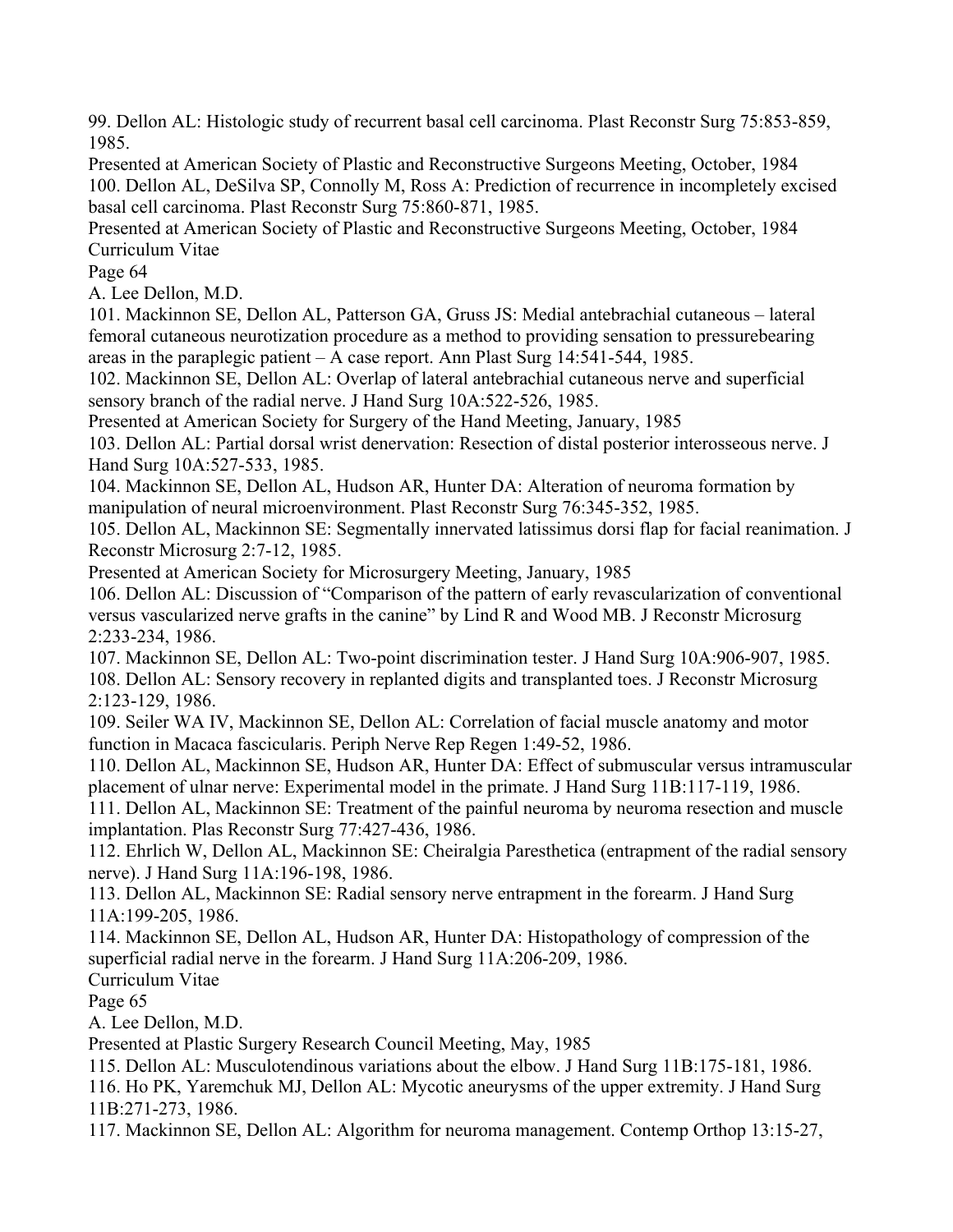99. Dellon AL: Histologic study of recurrent basal cell carcinoma. Plast Reconstr Surg 75:853-859, 1985.
Presented at American Society of Plastic and Reconstructive Surgeons Meeting, October, 1984

100. Dellon AL, DeSilva SP, Connolly M, Ross A: Prediction of recurrence in incompletely excised basal cell carcinoma. Plast Reconstr Surg 75:860-871, 1985.
Presented at American Society of Plastic and Reconstructive Surgeons Meeting, October, 1984

101. Mackinnon SE, Dellon AL, Patterson GA, Gruss JS: Medial antebrachial cutaneous – lateral femoral cutaneous neurotization procedure as a method to providing sensation to pressurebearing areas in the paraplegic patient – A case report. Ann Plast Surg 14:541-544, 1985.

102. Mackinnon SE, Dellon AL: Overlap of lateral antebrachial cutaneous nerve and superficial sensory branch of the radial nerve. J Hand Surg 10A:522-526, 1985.
Presented at American Society for Surgery of the Hand Meeting, January, 1985

103. Dellon AL: Partial dorsal wrist denervation: Resection of distal posterior interosseous nerve. J Hand Surg 10A:527-533, 1985.

104. Mackinnon SE, Dellon AL, Hudson AR, Hunter DA: Alteration of neuroma formation by manipulation of neural microenvironment. Plast Reconstr Surg 76:345-352, 1985.

105. Dellon AL, Mackinnon SE: Segmentally innervated latissimus dorsi flap for facial reanimation. J Reconstr Microsurg 2:7-12, 1985.
Presented at American Society for Microsurgery Meeting, January, 1985

106. Dellon AL: Discussion of "Comparison of the pattern of early revascularization of conventional versus vascularized nerve grafts in the canine" by Lind R and Wood MB. J Reconstr Microsurg 2:233-234, 1986.

107. Mackinnon SE, Dellon AL: Two-point discrimination tester. J Hand Surg 10A:906-907, 1985.

108. Dellon AL: Sensory recovery in replanted digits and transplanted toes. J Reconstr Microsurg 2:123-129, 1986.

109. Seiler WA IV, Mackinnon SE, Dellon AL: Correlation of facial muscle anatomy and motor function in Macaca fascicularis. Periph Nerve Rep Regen 1:49-52, 1986.

110. Dellon AL, Mackinnon SE, Hudson AR, Hunter DA: Effect of submuscular versus intramuscular placement of ulnar nerve: Experimental model in the primate. J Hand Surg 11B:117-119, 1986.

111. Dellon AL, Mackinnon SE: Treatment of the painful neuroma by neuroma resection and muscle implantation. Plas Reconstr Surg 77:427-436, 1986.

112. Ehrlich W, Dellon AL, Mackinnon SE: Cheiralgia Paresthetica (entrapment of the radial sensory nerve). J Hand Surg 11A:196-198, 1986.

113. Dellon AL, Mackinnon SE: Radial sensory nerve entrapment in the forearm. J Hand Surg 11A:199-205, 1986.

114. Mackinnon SE, Dellon AL, Hudson AR, Hunter DA: Histopathology of compression of the superficial radial nerve in the forearm. J Hand Surg 11A:206-209, 1986.
Presented at Plastic Surgery Research Council Meeting, May, 1985

115. Dellon AL: Musculotendinous variations about the elbow. J Hand Surg 11B:175-181, 1986.

116. Ho PK, Yaremchuk MJ, Dellon AL: Mycotic aneurysms of the upper extremity. J Hand Surg 11B:271-273, 1986.

117. Mackinnon SE, Dellon AL: Algorithm for neuroma management. Contemp Orthop 13:15-27,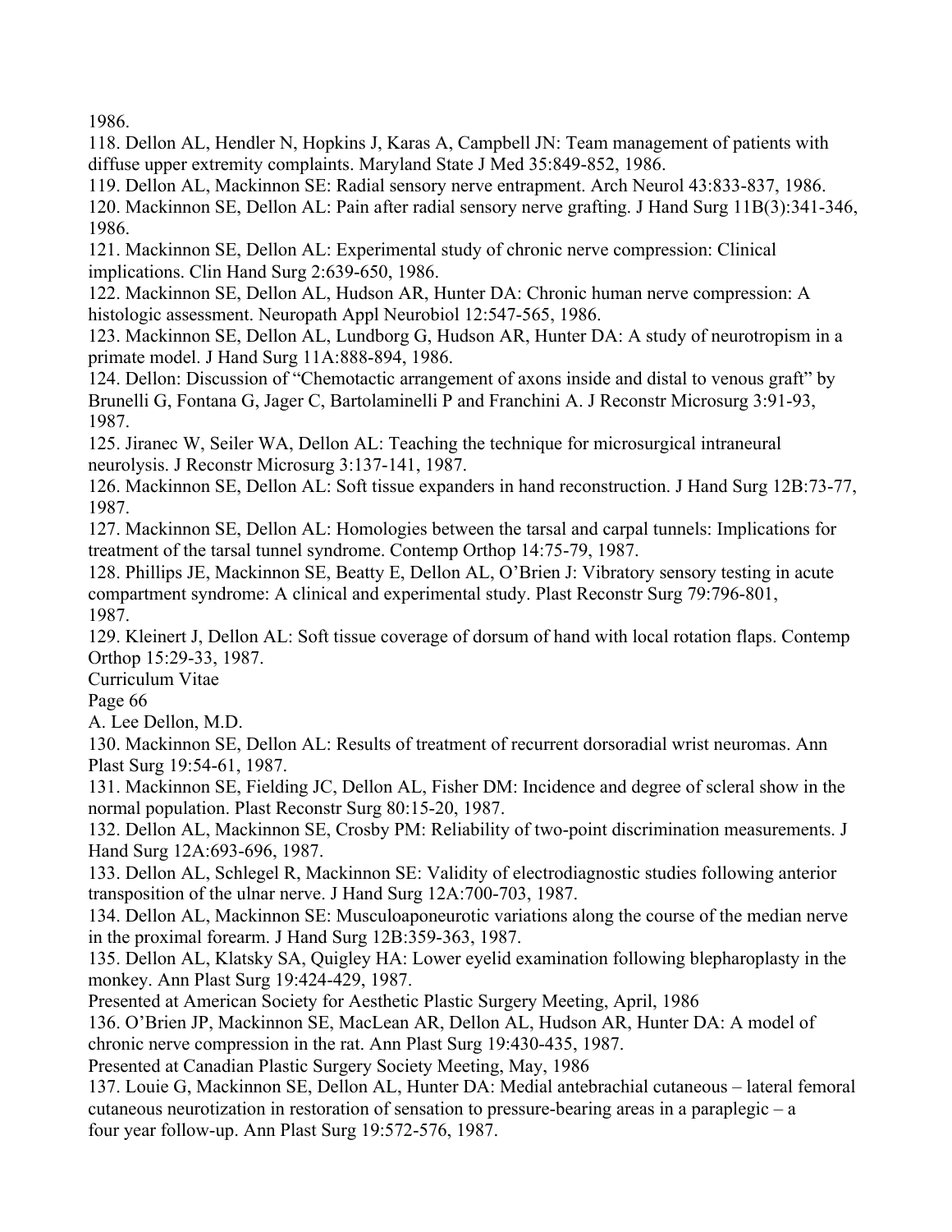1986.

118. Dellon AL, Hendler N, Hopkins J, Karas A, Campbell JN: Team management of patients with diffuse upper extremity complaints. Maryland State J Med 35:849-852, 1986.

119. Dellon AL, Mackinnon SE: Radial sensory nerve entrapment. Arch Neurol 43:833-837, 1986.

120. Mackinnon SE, Dellon AL: Pain after radial sensory nerve grafting. J Hand Surg 11B(3):341-346, 1986.

121. Mackinnon SE, Dellon AL: Experimental study of chronic nerve compression: Clinical implications. Clin Hand Surg 2:639-650, 1986.

122. Mackinnon SE, Dellon AL, Hudson AR, Hunter DA: Chronic human nerve compression: A histologic assessment. Neuropath Appl Neurobiol 12:547-565, 1986.

123. Mackinnon SE, Dellon AL, Lundborg G, Hudson AR, Hunter DA: A study of neurotropism in a primate model. J Hand Surg 11A:888-894, 1986.

124. Dellon: Discussion of "Chemotactic arrangement of axons inside and distal to venous graft" by Brunelli G, Fontana G, Jager C, Bartolaminelli P and Franchini A. J Reconstr Microsurg 3:91-93, 1987.

125. Jiranec W, Seiler WA, Dellon AL: Teaching the technique for microsurgical intraneural neurolysis. J Reconstr Microsurg 3:137-141, 1987.

126. Mackinnon SE, Dellon AL: Soft tissue expanders in hand reconstruction. J Hand Surg 12B:73-77, 1987.

127. Mackinnon SE, Dellon AL: Homologies between the tarsal and carpal tunnels: Implications for treatment of the tarsal tunnel syndrome. Contemp Orthop 14:75-79, 1987.

128. Phillips JE, Mackinnon SE, Beatty E, Dellon AL, O'Brien J: Vibratory sensory testing in acute compartment syndrome: A clinical and experimental study. Plast Reconstr Surg 79:796-801, 1987.

129. Kleinert J, Dellon AL: Soft tissue coverage of dorsum of hand with local rotation flaps. Contemp Orthop 15:29-33, 1987.

130. Mackinnon SE, Dellon AL: Results of treatment of recurrent dorsoradial wrist neuromas. Ann Plast Surg 19:54-61, 1987.

131. Mackinnon SE, Fielding JC, Dellon AL, Fisher DM: Incidence and degree of scleral show in the normal population. Plast Reconstr Surg 80:15-20, 1987.

132. Dellon AL, Mackinnon SE, Crosby PM: Reliability of two-point discrimination measurements. J Hand Surg 12A:693-696, 1987.

133. Dellon AL, Schlegel R, Mackinnon SE: Validity of electrodiagnostic studies following anterior transposition of the ulnar nerve. J Hand Surg 12A:700-703, 1987.

134. Dellon AL, Mackinnon SE: Musculoaponeurotic variations along the course of the median nerve in the proximal forearm. J Hand Surg 12B:359-363, 1987.

135. Dellon AL, Klatsky SA, Quigley HA: Lower eyelid examination following blepharoplasty in the monkey. Ann Plast Surg 19:424-429, 1987.
Presented at American Society for Aesthetic Plastic Surgery Meeting, April, 1986

136. O'Brien JP, Mackinnon SE, MacLean AR, Dellon AL, Hudson AR, Hunter DA: A model of chronic nerve compression in the rat. Ann Plast Surg 19:430-435, 1987.
Presented at Canadian Plastic Surgery Society Meeting, May, 1986

137. Louie G, Mackinnon SE, Dellon AL, Hunter DA: Medial antebrachial cutaneous – lateral femoral cutaneous neurotization in restoration of sensation to pressure-bearing areas in a paraplegic – a four year follow-up. Ann Plast Surg 19:572-576, 1987.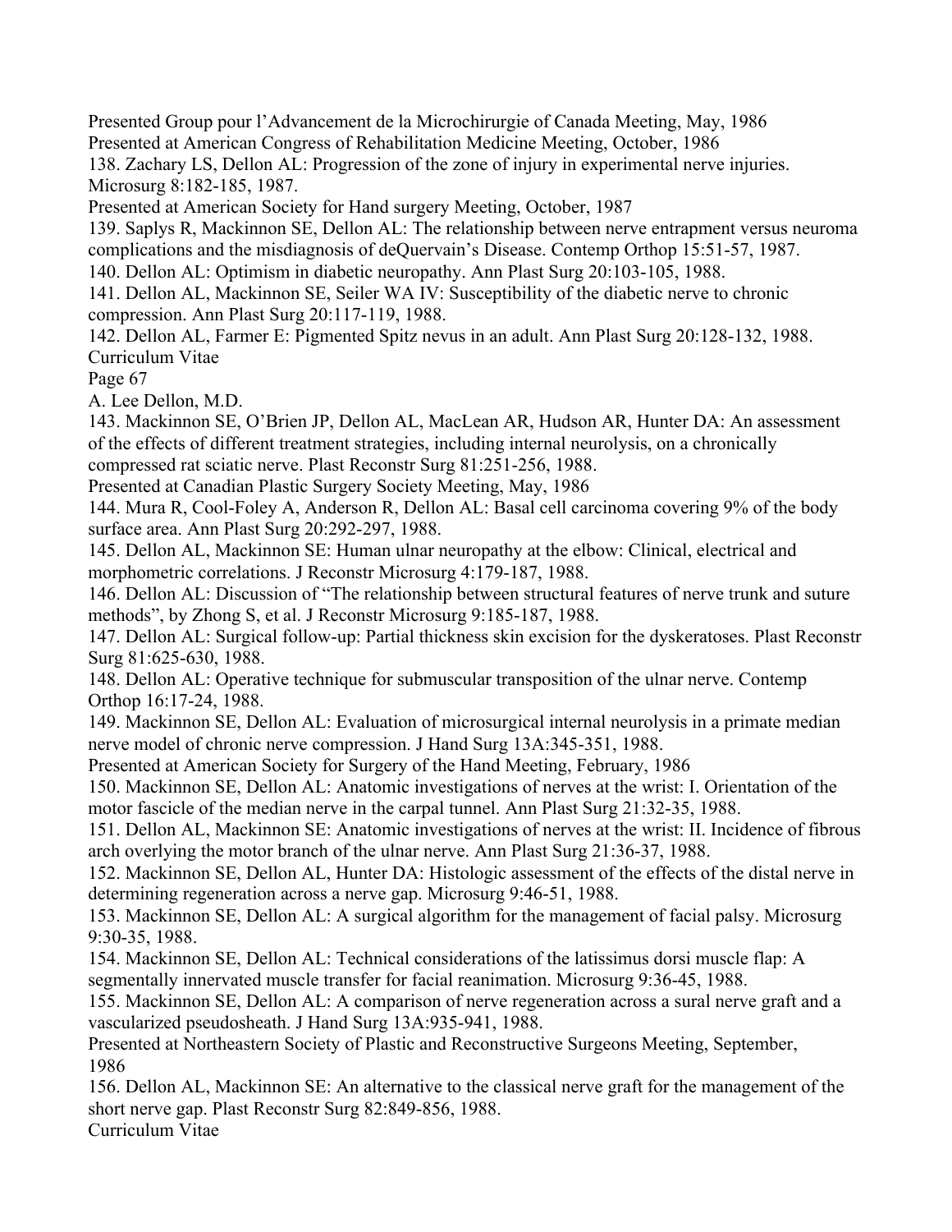Presented Group pour l'Advancement de la Microchirurgie of Canada Meeting, May, 1986
Presented at American Congress of Rehabilitation Medicine Meeting, October, 1986

138. Zachary LS, Dellon AL: Progression of the zone of injury in experimental nerve injuries. Microsurg 8:182-185, 1987.
Presented at American Society for Hand surgery Meeting, October, 1987

139. Saplys R, Mackinnon SE, Dellon AL: The relationship between nerve entrapment versus neuroma complications and the misdiagnosis of deQuervain's Disease. Contemp Orthop 15:51-57, 1987.

140. Dellon AL: Optimism in diabetic neuropathy. Ann Plast Surg 20:103-105, 1988.

141. Dellon AL, Mackinnon SE, Seiler WA IV: Susceptibility of the diabetic nerve to chronic compression. Ann Plast Surg 20:117-119, 1988.

142. Dellon AL, Farmer E: Pigmented Spitz nevus in an adult. Ann Plast Surg 20:128-132, 1988.

143. Mackinnon SE, O'Brien JP, Dellon AL, MacLean AR, Hudson AR, Hunter DA: An assessment of the effects of different treatment strategies, including internal neurolysis, on a chronically compressed rat sciatic nerve. Plast Reconstr Surg 81:251-256, 1988.
Presented at Canadian Plastic Surgery Society Meeting, May, 1986

144. Mura R, Cool-Foley A, Anderson R, Dellon AL: Basal cell carcinoma covering 9% of the body surface area. Ann Plast Surg 20:292-297, 1988.

145. Dellon AL, Mackinnon SE: Human ulnar neuropathy at the elbow: Clinical, electrical and morphometric correlations. J Reconstr Microsurg 4:179-187, 1988.

146. Dellon AL: Discussion of "The relationship between structural features of nerve trunk and suture methods", by Zhong S, et al. J Reconstr Microsurg 9:185-187, 1988.

147. Dellon AL: Surgical follow-up: Partial thickness skin excision for the dyskeratoses. Plast Reconstr Surg 81:625-630, 1988.

148. Dellon AL: Operative technique for submuscular transposition of the ulnar nerve. Contemp Orthop 16:17-24, 1988.

149. Mackinnon SE, Dellon AL: Evaluation of microsurgical internal neurolysis in a primate median nerve model of chronic nerve compression. J Hand Surg 13A:345-351, 1988.
Presented at American Society for Surgery of the Hand Meeting, February, 1986

150. Mackinnon SE, Dellon AL: Anatomic investigations of nerves at the wrist: I. Orientation of the motor fascicle of the median nerve in the carpal tunnel. Ann Plast Surg 21:32-35, 1988.

151. Dellon AL, Mackinnon SE: Anatomic investigations of nerves at the wrist: II. Incidence of fibrous arch overlying the motor branch of the ulnar nerve. Ann Plast Surg 21:36-37, 1988.

152. Mackinnon SE, Dellon AL, Hunter DA: Histologic assessment of the effects of the distal nerve in determining regeneration across a nerve gap. Microsurg 9:46-51, 1988.

153. Mackinnon SE, Dellon AL: A surgical algorithm for the management of facial palsy. Microsurg 9:30-35, 1988.

154. Mackinnon SE, Dellon AL: Technical considerations of the latissimus dorsi muscle flap: A segmentally innervated muscle transfer for facial reanimation. Microsurg 9:36-45, 1988.

155. Mackinnon SE, Dellon AL: A comparison of nerve regeneration across a sural nerve graft and a vascularized pseudosheath. J Hand Surg 13A:935-941, 1988.
Presented at Northeastern Society of Plastic and Reconstructive Surgeons Meeting, September, 1986

156. Dellon AL, Mackinnon SE: An alternative to the classical nerve graft for the management of the short nerve gap. Plast Reconstr Surg 82:849-856, 1988.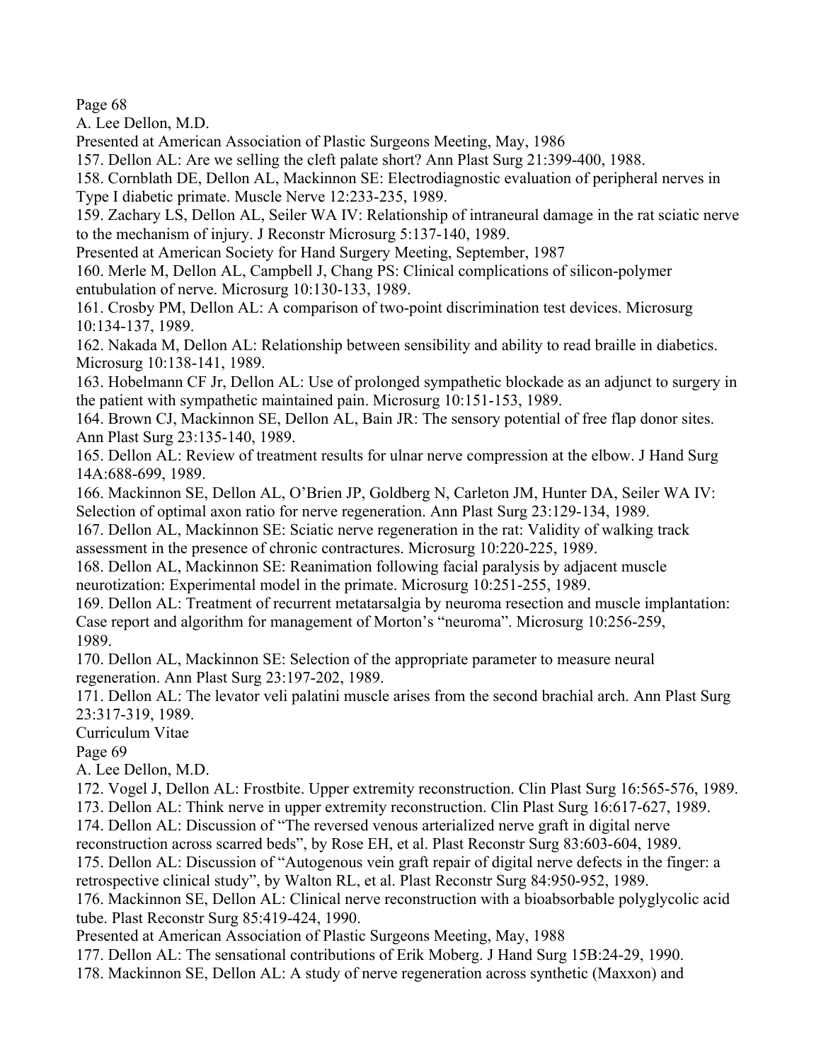Presented at American Association of Plastic Surgeons Meeting, May, 1986

157. Dellon AL: Are we selling the cleft palate short? Ann Plast Surg 21:399-400, 1988.

158. Cornblath DE, Dellon AL, Mackinnon SE: Electrodiagnostic evaluation of peripheral nerves in Type I diabetic primate. Muscle Nerve 12:233-235, 1989.

159. Zachary LS, Dellon AL, Seiler WA IV: Relationship of intraneural damage in the rat sciatic nerve to the mechanism of injury. J Reconstr Microsurg 5:137-140, 1989.

Presented at American Society for Hand Surgery Meeting, September, 1987

160. Merle M, Dellon AL, Campbell J, Chang PS: Clinical complications of silicon-polymer entubulation of nerve. Microsurg 10:130-133, 1989.

161. Crosby PM, Dellon AL: A comparison of two-point discrimination test devices. Microsurg 10:134-137, 1989.

162. Nakada M, Dellon AL: Relationship between sensibility and ability to read braille in diabetics. Microsurg 10:138-141, 1989.

163. Hobelmann CF Jr, Dellon AL: Use of prolonged sympathetic blockade as an adjunct to surgery in the patient with sympathetic maintained pain. Microsurg 10:151-153, 1989.

164. Brown CJ, Mackinnon SE, Dellon AL, Bain JR: The sensory potential of free flap donor sites. Ann Plast Surg 23:135-140, 1989.

165. Dellon AL: Review of treatment results for ulnar nerve compression at the elbow. J Hand Surg 14A:688-699, 1989.

166. Mackinnon SE, Dellon AL, O'Brien JP, Goldberg N, Carleton JM, Hunter DA, Seiler WA IV: Selection of optimal axon ratio for nerve regeneration. Ann Plast Surg 23:129-134, 1989.

167. Dellon AL, Mackinnon SE: Sciatic nerve regeneration in the rat: Validity of walking track assessment in the presence of chronic contractures. Microsurg 10:220-225, 1989.

168. Dellon AL, Mackinnon SE: Reanimation following facial paralysis by adjacent muscle neurotization: Experimental model in the primate. Microsurg 10:251-255, 1989.

169. Dellon AL: Treatment of recurrent metatarsalgia by neuroma resection and muscle implantation: Case report and algorithm for management of Morton's "neuroma". Microsurg 10:256-259, 1989.

170. Dellon AL, Mackinnon SE: Selection of the appropriate parameter to measure neural regeneration. Ann Plast Surg 23:197-202, 1989.

171. Dellon AL: The levator veli palatini muscle arises from the second brachial arch. Ann Plast Surg 23:317-319, 1989.

172. Vogel J, Dellon AL: Frostbite. Upper extremity reconstruction. Clin Plast Surg 16:565-576, 1989.

173. Dellon AL: Think nerve in upper extremity reconstruction. Clin Plast Surg 16:617-627, 1989.

174. Dellon AL: Discussion of "The reversed venous arterialized nerve graft in digital nerve reconstruction across scarred beds", by Rose EH, et al. Plast Reconstr Surg 83:603-604, 1989.

175. Dellon AL: Discussion of "Autogenous vein graft repair of digital nerve defects in the finger: a retrospective clinical study", by Walton RL, et al. Plast Reconstr Surg 84:950-952, 1989.

176. Mackinnon SE, Dellon AL: Clinical nerve reconstruction with a bioabsorbable polyglycolic acid tube. Plast Reconstr Surg 85:419-424, 1990.

Presented at American Association of Plastic Surgeons Meeting, May, 1988

177. Dellon AL: The sensational contributions of Erik Moberg. J Hand Surg 15B:24-29, 1990.

178. Mackinnon SE, Dellon AL: A study of nerve regeneration across synthetic (Maxxon) and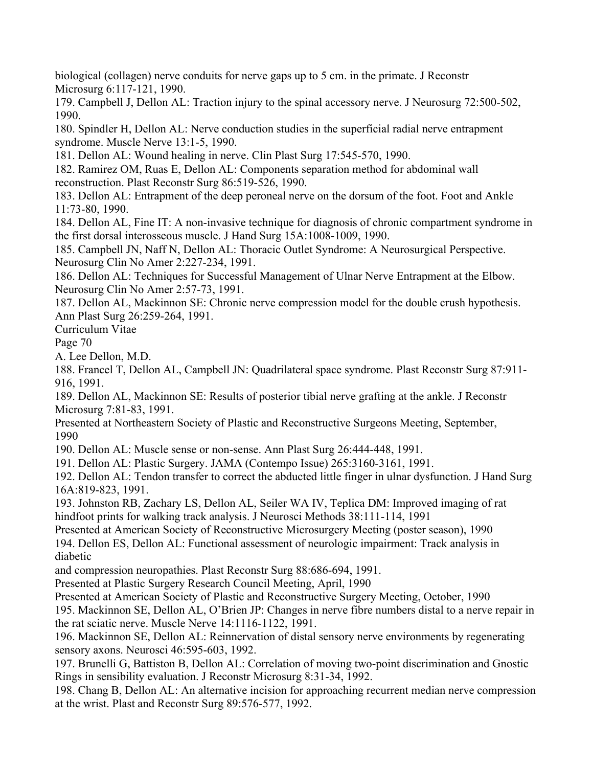biological (collagen) nerve conduits for nerve gaps up to 5 cm. in the primate. J Reconstr Microsurg 6:117-121, 1990.

179. Campbell J, Dellon AL: Traction injury to the spinal accessory nerve. J Neurosurg 72:500-502, 1990.

180. Spindler H, Dellon AL: Nerve conduction studies in the superficial radial nerve entrapment syndrome. Muscle Nerve 13:1-5, 1990.

181. Dellon AL: Wound healing in nerve. Clin Plast Surg 17:545-570, 1990.

182. Ramirez OM, Ruas E, Dellon AL: Components separation method for abdominal wall reconstruction. Plast Reconstr Surg 86:519-526, 1990.

183. Dellon AL: Entrapment of the deep peroneal nerve on the dorsum of the foot. Foot and Ankle 11:73-80, 1990.

184. Dellon AL, Fine IT: A non-invasive technique for diagnosis of chronic compartment syndrome in the first dorsal interosseous muscle. J Hand Surg 15A:1008-1009, 1990.

185. Campbell JN, Naff N, Dellon AL: Thoracic Outlet Syndrome: A Neurosurgical Perspective. Neurosurg Clin No Amer 2:227-234, 1991.

186. Dellon AL: Techniques for Successful Management of Ulnar Nerve Entrapment at the Elbow. Neurosurg Clin No Amer 2:57-73, 1991.

187. Dellon AL, Mackinnon SE: Chronic nerve compression model for the double crush hypothesis. Ann Plast Surg 26:259-264, 1991.

188. Francel T, Dellon AL, Campbell JN: Quadrilateral space syndrome. Plast Reconstr Surg 87:911-916, 1991.

189. Dellon AL, Mackinnon SE: Results of posterior tibial nerve grafting at the ankle. J Reconstr Microsurg 7:81-83, 1991.
Presented at Northeastern Society of Plastic and Reconstructive Surgeons Meeting, September, 1990

190. Dellon AL: Muscle sense or non-sense. Ann Plast Surg 26:444-448, 1991.

191. Dellon AL: Plastic Surgery. JAMA (Contempo Issue) 265:3160-3161, 1991.

192. Dellon AL: Tendon transfer to correct the abducted little finger in ulnar dysfunction. J Hand Surg 16A:819-823, 1991.

193. Johnston RB, Zachary LS, Dellon AL, Seiler WA IV, Teplica DM: Improved imaging of rat hindfoot prints for walking track analysis. J Neurosci Methods 38:111-114, 1991
Presented at American Society of Reconstructive Microsurgery Meeting (poster season), 1990

194. Dellon ES, Dellon AL: Functional assessment of neurologic impairment: Track analysis in diabetic and compression neuropathies. Plast Reconstr Surg 88:686-694, 1991.
Presented at Plastic Surgery Research Council Meeting, April, 1990
Presented at American Society of Plastic and Reconstructive Surgery Meeting, October, 1990

195. Mackinnon SE, Dellon AL, O'Brien JP: Changes in nerve fibre numbers distal to a nerve repair in the rat sciatic nerve. Muscle Nerve 14:1116-1122, 1991.

196. Mackinnon SE, Dellon AL: Reinnervation of distal sensory nerve environments by regenerating sensory axons. Neurosci 46:595-603, 1992.

197. Brunelli G, Battiston B, Dellon AL: Correlation of moving two-point discrimination and Gnostic Rings in sensibility evaluation. J Reconstr Microsurg 8:31-34, 1992.

198. Chang B, Dellon AL: An alternative incision for approaching recurrent median nerve compression at the wrist. Plast and Reconstr Surg 89:576-577, 1992.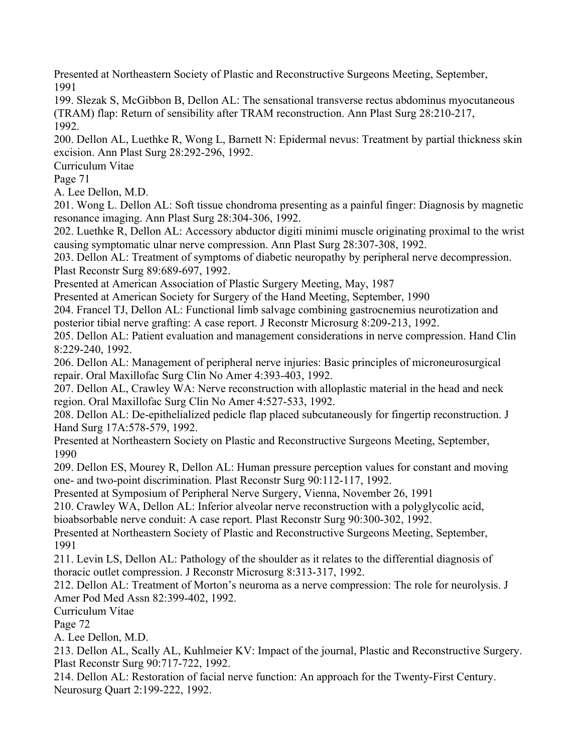Presented at Northeastern Society of Plastic and Reconstructive Surgeons Meeting, September, 1991

199. Slezak S, McGibbon B, Dellon AL: The sensational transverse rectus abdominus myocutaneous (TRAM) flap: Return of sensibility after TRAM reconstruction. Ann Plast Surg 28:210-217, 1992.

200. Dellon AL, Luethke R, Wong L, Barnett N: Epidermal nevus: Treatment by partial thickness skin excision. Ann Plast Surg 28:292-296, 1992.

201. Wong L. Dellon AL: Soft tissue chondroma presenting as a painful finger: Diagnosis by magnetic resonance imaging. Ann Plast Surg 28:304-306, 1992.

202. Luethke R, Dellon AL: Accessory abductor digiti minimi muscle originating proximal to the wrist causing symptomatic ulnar nerve compression. Ann Plast Surg 28:307-308, 1992.

203. Dellon AL: Treatment of symptoms of diabetic neuropathy by peripheral nerve decompression. Plast Reconstr Surg 89:689-697, 1992.

Presented at American Association of Plastic Surgery Meeting, May, 1987

Presented at American Society for Surgery of the Hand Meeting, September, 1990

204. Francel TJ, Dellon AL: Functional limb salvage combining gastrocnemius neurotization and posterior tibial nerve grafting: A case report. J Reconstr Microsurg 8:209-213, 1992.

205. Dellon AL: Patient evaluation and management considerations in nerve compression. Hand Clin 8:229-240, 1992.

206. Dellon AL: Management of peripheral nerve injuries: Basic principles of microneurosurgical repair. Oral Maxillofac Surg Clin No Amer 4:393-403, 1992.

207. Dellon AL, Crawley WA: Nerve reconstruction with alloplastic material in the head and neck region. Oral Maxillofac Surg Clin No Amer 4:527-533, 1992.

208. Dellon AL: De-epithelialized pedicle flap placed subcutaneously for fingertip reconstruction. J Hand Surg 17A:578-579, 1992.

Presented at Northeastern Society on Plastic and Reconstructive Surgeons Meeting, September, 1990

209. Dellon ES, Mourey R, Dellon AL: Human pressure perception values for constant and moving one- and two-point discrimination. Plast Reconstr Surg 90:112-117, 1992.

Presented at Symposium of Peripheral Nerve Surgery, Vienna, November 26, 1991

210. Crawley WA, Dellon AL: Inferior alveolar nerve reconstruction with a polyglycolic acid, bioabsorbable nerve conduit: A case report. Plast Reconstr Surg 90:300-302, 1992.

Presented at Northeastern Society of Plastic and Reconstructive Surgeons Meeting, September, 1991

211. Levin LS, Dellon AL: Pathology of the shoulder as it relates to the differential diagnosis of thoracic outlet compression. J Reconstr Microsurg 8:313-317, 1992.

212. Dellon AL: Treatment of Morton's neuroma as a nerve compression: The role for neurolysis. J Amer Pod Med Assn 82:399-402, 1992.

213. Dellon AL, Scally AL, Kuhlmeier KV: Impact of the journal, Plastic and Reconstructive Surgery. Plast Reconstr Surg 90:717-722, 1992.

214. Dellon AL: Restoration of facial nerve function: An approach for the Twenty-First Century. Neurosurg Quart 2:199-222, 1992.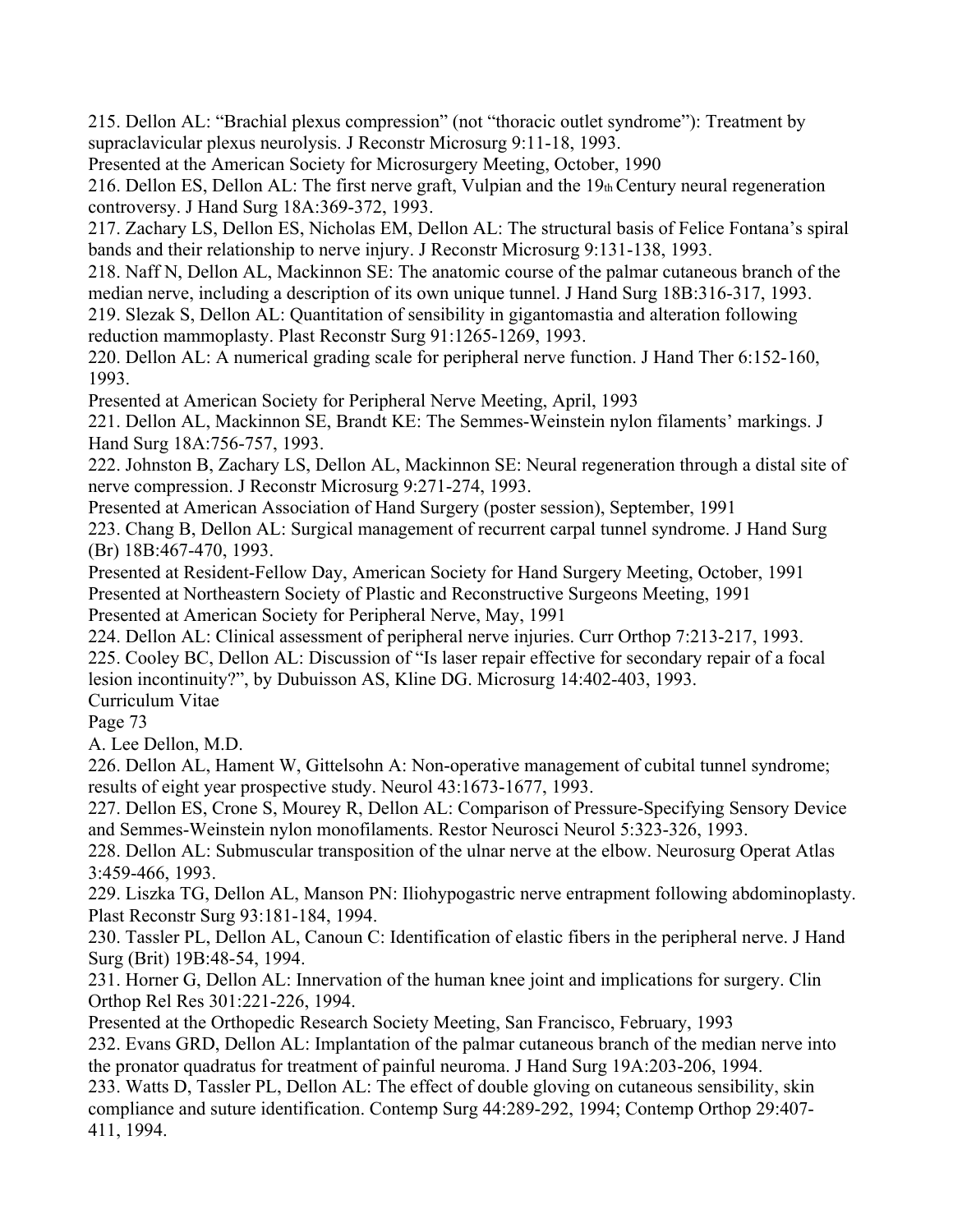215. Dellon AL: "Brachial plexus compression" (not "thoracic outlet syndrome"): Treatment by supraclavicular plexus neurolysis. J Reconstr Microsurg 9:11-18, 1993.
Presented at the American Society for Microsurgery Meeting, October, 1990

216. Dellon ES, Dellon AL: The first nerve graft, Vulpian and the 19th Century neural regeneration controversy. J Hand Surg 18A:369-372, 1993.

217. Zachary LS, Dellon ES, Nicholas EM, Dellon AL: The structural basis of Felice Fontana's spiral bands and their relationship to nerve injury. J Reconstr Microsurg 9:131-138, 1993.

218. Naff N, Dellon AL, Mackinnon SE: The anatomic course of the palmar cutaneous branch of the median nerve, including a description of its own unique tunnel. J Hand Surg 18B:316-317, 1993.

219. Slezak S, Dellon AL: Quantitation of sensibility in gigantomastia and alteration following reduction mammoplasty. Plast Reconstr Surg 91:1265-1269, 1993.

220. Dellon AL: A numerical grading scale for peripheral nerve function. J Hand Ther 6:152-160, 1993.
Presented at American Society for Peripheral Nerve Meeting, April, 1993

221. Dellon AL, Mackinnon SE, Brandt KE: The Semmes-Weinstein nylon filaments' markings. J Hand Surg 18A:756-757, 1993.

222. Johnston B, Zachary LS, Dellon AL, Mackinnon SE: Neural regeneration through a distal site of nerve compression. J Reconstr Microsurg 9:271-274, 1993.
Presented at American Association of Hand Surgery (poster session), September, 1991

223. Chang B, Dellon AL: Surgical management of recurrent carpal tunnel syndrome. J Hand Surg (Br) 18B:467-470, 1993.
Presented at Resident-Fellow Day, American Society for Hand Surgery Meeting, October, 1991
Presented at Northeastern Society of Plastic and Reconstructive Surgeons Meeting, 1991
Presented at American Society for Peripheral Nerve, May, 1991

224. Dellon AL: Clinical assessment of peripheral nerve injuries. Curr Orthop 7:213-217, 1993.

225. Cooley BC, Dellon AL: Discussion of "Is laser repair effective for secondary repair of a focal lesion incontinuity?", by Dubuisson AS, Kline DG. Microsurg 14:402-403, 1993.

226. Dellon AL, Hament W, Gittelsohn A: Non-operative management of cubital tunnel syndrome; results of eight year prospective study. Neurol 43:1673-1677, 1993.

227. Dellon ES, Crone S, Mourey R, Dellon AL: Comparison of Pressure-Specifying Sensory Device and Semmes-Weinstein nylon monofilaments. Restor Neurosci Neurol 5:323-326, 1993.

228. Dellon AL: Submuscular transposition of the ulnar nerve at the elbow. Neurosurg Operat Atlas 3:459-466, 1993.

229. Liszka TG, Dellon AL, Manson PN: Iliohypogastric nerve entrapment following abdominoplasty. Plast Reconstr Surg 93:181-184, 1994.

230. Tassler PL, Dellon AL, Canoun C: Identification of elastic fibers in the peripheral nerve. J Hand Surg (Brit) 19B:48-54, 1994.

231. Horner G, Dellon AL: Innervation of the human knee joint and implications for surgery. Clin Orthop Rel Res 301:221-226, 1994.
Presented at the Orthopedic Research Society Meeting, San Francisco, February, 1993

232. Evans GRD, Dellon AL: Implantation of the palmar cutaneous branch of the median nerve into the pronator quadratus for treatment of painful neuroma. J Hand Surg 19A:203-206, 1994.

233. Watts D, Tassler PL, Dellon AL: The effect of double gloving on cutaneous sensibility, skin compliance and suture identification. Contemp Surg 44:289-292, 1994; Contemp Orthop 29:407-411, 1994.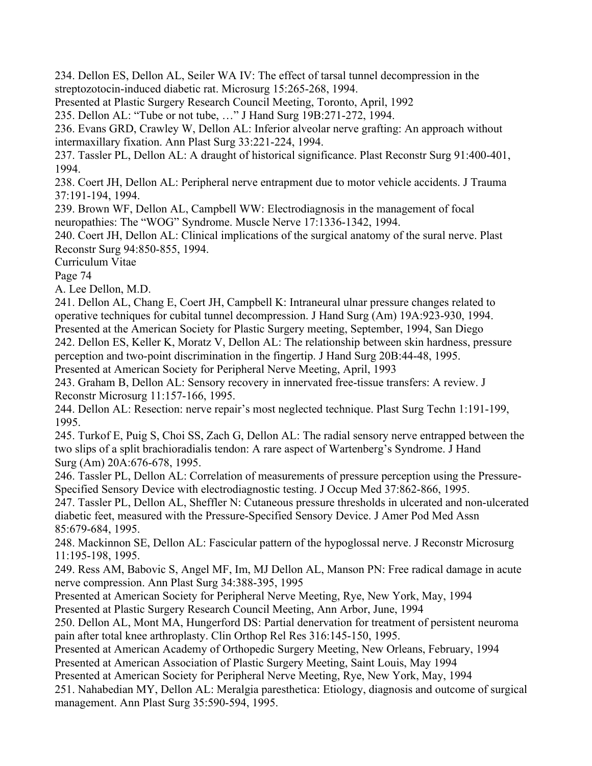234. Dellon ES, Dellon AL, Seiler WA IV: The effect of tarsal tunnel decompression in the streptozotocin-induced diabetic rat. Microsurg 15:265-268, 1994.
Presented at Plastic Surgery Research Council Meeting, Toronto, April, 1992

235. Dellon AL: "Tube or not tube, …" J Hand Surg 19B:271-272, 1994.

236. Evans GRD, Crawley W, Dellon AL: Inferior alveolar nerve grafting: An approach without intermaxillary fixation. Ann Plast Surg 33:221-224, 1994.

237. Tassler PL, Dellon AL: A draught of historical significance. Plast Reconstr Surg 91:400-401, 1994.

238. Coert JH, Dellon AL: Peripheral nerve entrapment due to motor vehicle accidents. J Trauma 37:191-194, 1994.

239. Brown WF, Dellon AL, Campbell WW: Electrodiagnosis in the management of focal neuropathies: The "WOG" Syndrome. Muscle Nerve 17:1336-1342, 1994.

240. Coert JH, Dellon AL: Clinical implications of the surgical anatomy of the sural nerve. Plast Reconstr Surg 94:850-855, 1994.

241. Dellon AL, Chang E, Coert JH, Campbell K: Intraneural ulnar pressure changes related to operative techniques for cubital tunnel decompression. J Hand Surg (Am) 19A:923-930, 1994.
Presented at the American Society for Plastic Surgery meeting, September, 1994, San Diego

242. Dellon ES, Keller K, Moratz V, Dellon AL: The relationship between skin hardness, pressure perception and two-point discrimination in the fingertip. J Hand Surg 20B:44-48, 1995.
Presented at American Society for Peripheral Nerve Meeting, April, 1993

243. Graham B, Dellon AL: Sensory recovery in innervated free-tissue transfers: A review. J Reconstr Microsurg 11:157-166, 1995.

244. Dellon AL: Resection: nerve repair's most neglected technique. Plast Surg Techn 1:191-199, 1995.

245. Turkof E, Puig S, Choi SS, Zach G, Dellon AL: The radial sensory nerve entrapped between the two slips of a split brachioradialis tendon: A rare aspect of Wartenberg's Syndrome. J Hand Surg (Am) 20A:676-678, 1995.

246. Tassler PL, Dellon AL: Correlation of measurements of pressure perception using the Pressure-Specified Sensory Device with electrodiagnostic testing. J Occup Med 37:862-866, 1995.

247. Tassler PL, Dellon AL, Sheffler N: Cutaneous pressure thresholds in ulcerated and non-ulcerated diabetic feet, measured with the Pressure-Specified Sensory Device. J Amer Pod Med Assn 85:679-684, 1995.

248. Mackinnon SE, Dellon AL: Fascicular pattern of the hypoglossal nerve. J Reconstr Microsurg 11:195-198, 1995.

249. Ress AM, Babovic S, Angel MF, Im, MJ Dellon AL, Manson PN: Free radical damage in acute nerve compression. Ann Plast Surg 34:388-395, 1995
Presented at American Society for Peripheral Nerve Meeting, Rye, New York, May, 1994
Presented at Plastic Surgery Research Council Meeting, Ann Arbor, June, 1994

250. Dellon AL, Mont MA, Hungerford DS: Partial denervation for treatment of persistent neuroma pain after total knee arthroplasty. Clin Orthop Rel Res 316:145-150, 1995.
Presented at American Academy of Orthopedic Surgery Meeting, New Orleans, February, 1994
Presented at American Association of Plastic Surgery Meeting, Saint Louis, May 1994
Presented at American Society for Peripheral Nerve Meeting, Rye, New York, May, 1994

251. Nahabedian MY, Dellon AL: Meralgia paresthetica: Etiology, diagnosis and outcome of surgical management. Ann Plast Surg 35:590-594, 1995.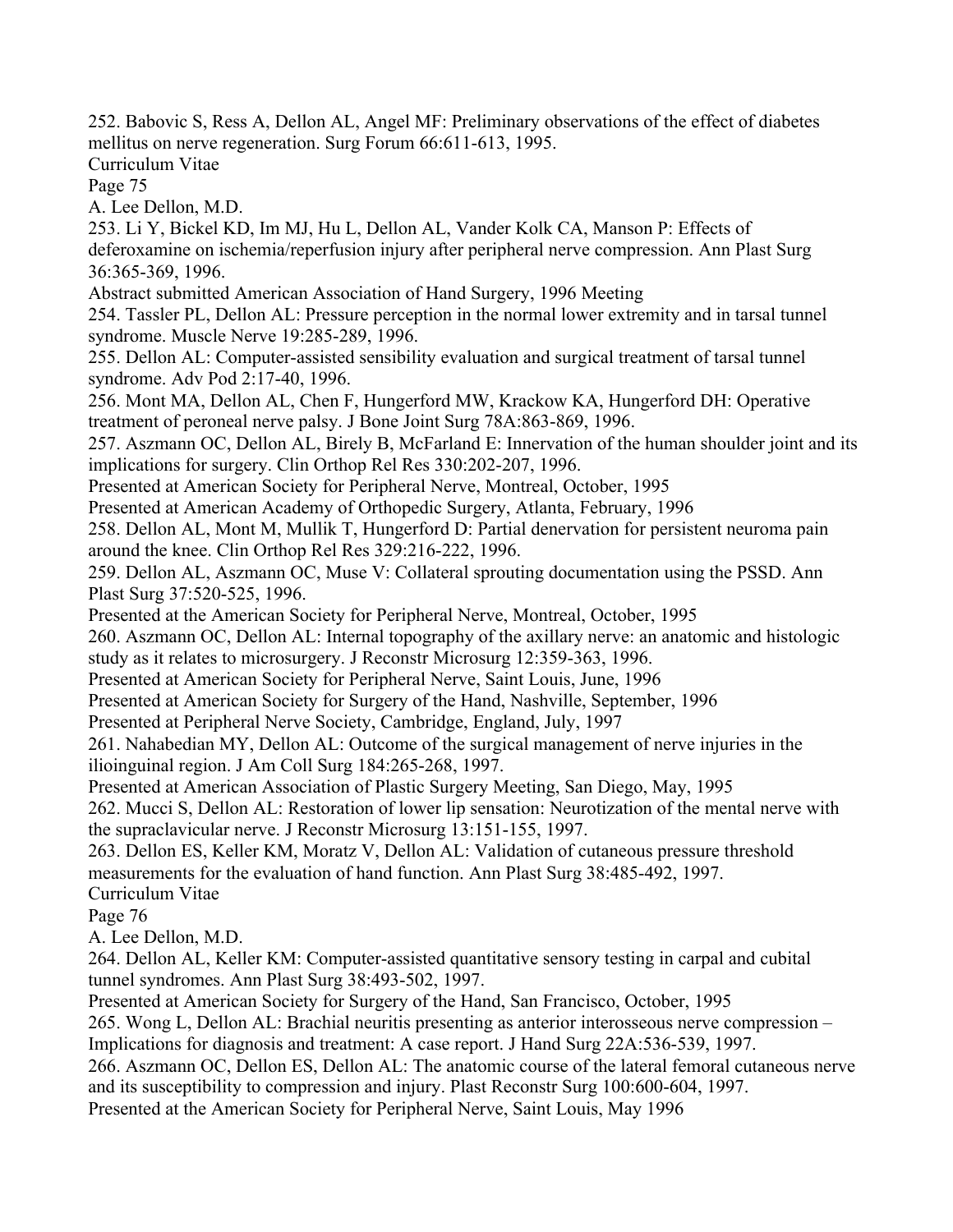252. Babovic S, Ress A, Dellon AL, Angel MF: Preliminary observations of the effect of diabetes mellitus on nerve regeneration. Surg Forum 66:611-613, 1995.

253. Li Y, Bickel KD, Im MJ, Hu L, Dellon AL, Vander Kolk CA, Manson P: Effects of deferoxamine on ischemia/reperfusion injury after peripheral nerve compression. Ann Plast Surg 36:365-369, 1996.
Abstract submitted American Association of Hand Surgery, 1996 Meeting

254. Tassler PL, Dellon AL: Pressure perception in the normal lower extremity and in tarsal tunnel syndrome. Muscle Nerve 19:285-289, 1996.

255. Dellon AL: Computer-assisted sensibility evaluation and surgical treatment of tarsal tunnel syndrome. Adv Pod 2:17-40, 1996.

256. Mont MA, Dellon AL, Chen F, Hungerford MW, Krackow KA, Hungerford DH: Operative treatment of peroneal nerve palsy. J Bone Joint Surg 78A:863-869, 1996.

257. Aszmann OC, Dellon AL, Birely B, McFarland E: Innervation of the human shoulder joint and its implications for surgery. Clin Orthop Rel Res 330:202-207, 1996.
Presented at American Society for Peripheral Nerve, Montreal, October, 1995
Presented at American Academy of Orthopedic Surgery, Atlanta, February, 1996

258. Dellon AL, Mont M, Mullik T, Hungerford D: Partial denervation for persistent neuroma pain around the knee. Clin Orthop Rel Res 329:216-222, 1996.

259. Dellon AL, Aszmann OC, Muse V: Collateral sprouting documentation using the PSSD. Ann Plast Surg 37:520-525, 1996.
Presented at the American Society for Peripheral Nerve, Montreal, October, 1995

260. Aszmann OC, Dellon AL: Internal topography of the axillary nerve: an anatomic and histologic study as it relates to microsurgery. J Reconstr Microsurg 12:359-363, 1996.
Presented at American Society for Peripheral Nerve, Saint Louis, June, 1996
Presented at American Society for Surgery of the Hand, Nashville, September, 1996
Presented at Peripheral Nerve Society, Cambridge, England, July, 1997

261. Nahabedian MY, Dellon AL: Outcome of the surgical management of nerve injuries in the ilioinguinal region. J Am Coll Surg 184:265-268, 1997.
Presented at American Association of Plastic Surgery Meeting, San Diego, May, 1995

262. Mucci S, Dellon AL: Restoration of lower lip sensation: Neurotization of the mental nerve with the supraclavicular nerve. J Reconstr Microsurg 13:151-155, 1997.

263. Dellon ES, Keller KM, Moratz V, Dellon AL: Validation of cutaneous pressure threshold measurements for the evaluation of hand function. Ann Plast Surg 38:485-492, 1997.

264. Dellon AL, Keller KM: Computer-assisted quantitative sensory testing in carpal and cubital tunnel syndromes. Ann Plast Surg 38:493-502, 1997.
Presented at American Society for Surgery of the Hand, San Francisco, October, 1995

265. Wong L, Dellon AL: Brachial neuritis presenting as anterior interosseous nerve compression – Implications for diagnosis and treatment: A case report. J Hand Surg 22A:536-539, 1997.

266. Aszmann OC, Dellon ES, Dellon AL: The anatomic course of the lateral femoral cutaneous nerve and its susceptibility to compression and injury. Plast Reconstr Surg 100:600-604, 1997.
Presented at the American Society for Peripheral Nerve, Saint Louis, May 1996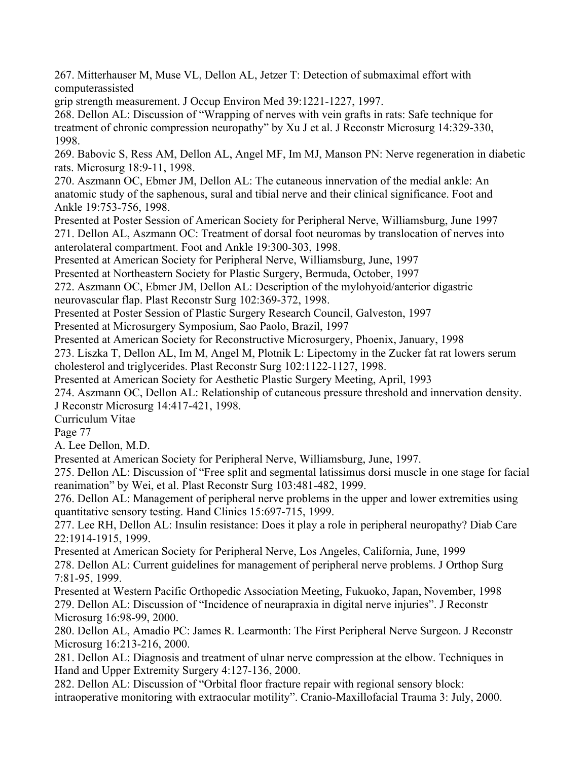267. Mitterhauser M, Muse VL, Dellon AL, Jetzer T: Detection of submaximal effort with computerassisted grip strength measurement. J Occup Environ Med 39:1221-1227, 1997.

268. Dellon AL: Discussion of “Wrapping of nerves with vein grafts in rats: Safe technique for treatment of chronic compression neuropathy” by Xu J et al. J Reconstr Microsurg 14:329-330, 1998.

269. Babovic S, Ress AM, Dellon AL, Angel MF, Im MJ, Manson PN: Nerve regeneration in diabetic rats. Microsurg 18:9-11, 1998.

270. Aszmann OC, Ebmer JM, Dellon AL: The cutaneous innervation of the medial ankle: An anatomic study of the saphenous, sural and tibial nerve and their clinical significance. Foot and Ankle 19:753-756, 1998.

Presented at Poster Session of American Society for Peripheral Nerve, Williamsburg, June 1997

271. Dellon AL, Aszmann OC: Treatment of dorsal foot neuromas by translocation of nerves into anterolateral compartment. Foot and Ankle 19:300-303, 1998.

Presented at American Society for Peripheral Nerve, Williamsburg, June, 1997

Presented at Northeastern Society for Plastic Surgery, Bermuda, October, 1997

272. Aszmann OC, Ebmer JM, Dellon AL: Description of the mylohyoid/anterior digastric neurovascular flap. Plast Reconstr Surg 102:369-372, 1998.

Presented at Poster Session of Plastic Surgery Research Council, Galveston, 1997

Presented at Microsurgery Symposium, Sao Paolo, Brazil, 1997

Presented at American Society for Reconstructive Microsurgery, Phoenix, January, 1998

273. Liszka T, Dellon AL, Im M, Angel M, Plotnik L: Lipectomy in the Zucker fat rat lowers serum cholesterol and triglycerides. Plast Reconstr Surg 102:1122-1127, 1998.

Presented at American Society for Aesthetic Plastic Surgery Meeting, April, 1993

274. Aszmann OC, Dellon AL: Relationship of cutaneous pressure threshold and innervation density. J Reconstr Microsurg 14:417-421, 1998.

Presented at American Society for Peripheral Nerve, Williamsburg, June, 1997.

275. Dellon AL: Discussion of “Free split and segmental latissimus dorsi muscle in one stage for facial reanimation” by Wei, et al. Plast Reconstr Surg 103:481-482, 1999.

276. Dellon AL: Management of peripheral nerve problems in the upper and lower extremities using quantitative sensory testing. Hand Clinics 15:697-715, 1999.

277. Lee RH, Dellon AL: Insulin resistance: Does it play a role in peripheral neuropathy? Diab Care 22:1914-1915, 1999.

Presented at American Society for Peripheral Nerve, Los Angeles, California, June, 1999

278. Dellon AL: Current guidelines for management of peripheral nerve problems. J Orthop Surg 7:81-95, 1999.

Presented at Western Pacific Orthopedic Association Meeting, Fukuoko, Japan, November, 1998

279. Dellon AL: Discussion of “Incidence of neurapraxia in digital nerve injuries”. J Reconstr Microsurg 16:98-99, 2000.

280. Dellon AL, Amadio PC: James R. Learmonth: The First Peripheral Nerve Surgeon. J Reconstr Microsurg 16:213-216, 2000.

281. Dellon AL: Diagnosis and treatment of ulnar nerve compression at the elbow. Techniques in Hand and Upper Extremity Surgery 4:127-136, 2000.

282. Dellon AL: Discussion of “Orbital floor fracture repair with regional sensory block: intraoperative monitoring with extraocular motility”. Cranio-Maxillofacial Trauma 3: July, 2000.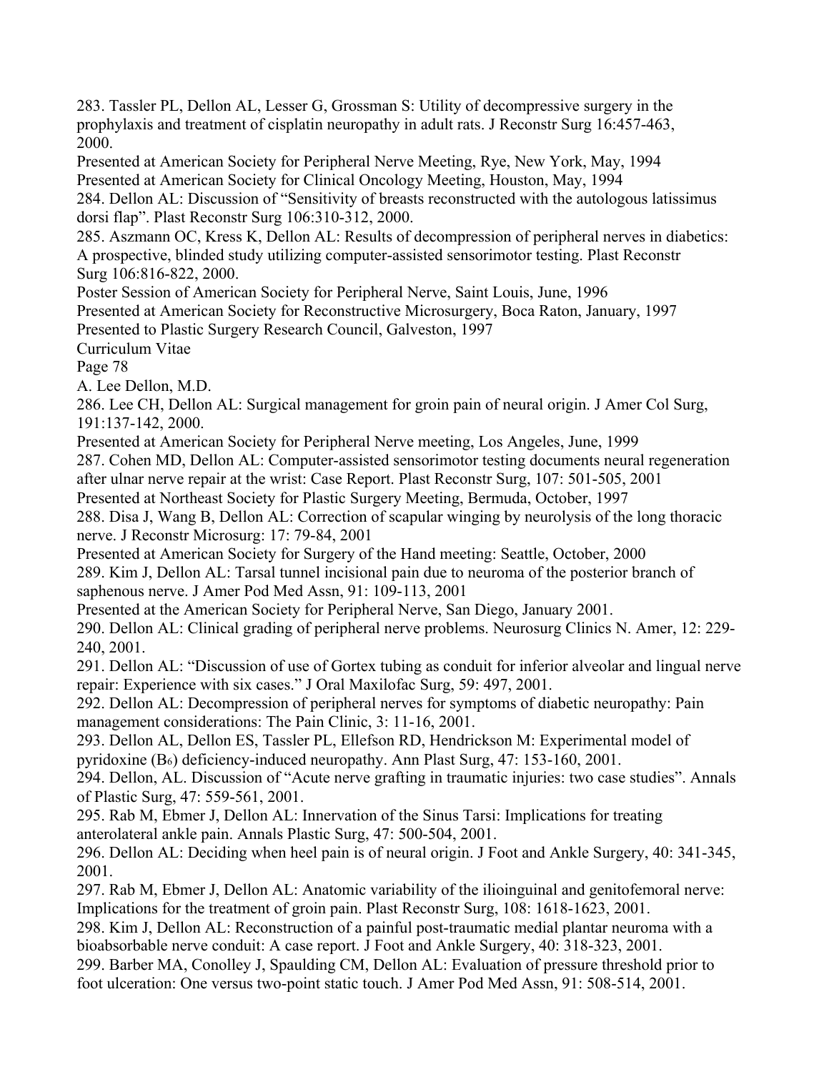283. Tassler PL, Dellon AL, Lesser G, Grossman S: Utility of decompressive surgery in the prophylaxis and treatment of cisplatin neuropathy in adult rats. J Reconstr Surg 16:457-463, 2000.

Presented at American Society for Peripheral Nerve Meeting, Rye, New York, May, 1994

Presented at American Society for Clinical Oncology Meeting, Houston, May, 1994

284. Dellon AL: Discussion of "Sensitivity of breasts reconstructed with the autologous latissimus dorsi flap". Plast Reconstr Surg 106:310-312, 2000.

285. Aszmann OC, Kress K, Dellon AL: Results of decompression of peripheral nerves in diabetics: A prospective, blinded study utilizing computer-assisted sensorimotor testing. Plast Reconstr Surg 106:816-822, 2000.

Poster Session of American Society for Peripheral Nerve, Saint Louis, June, 1996

Presented at American Society for Reconstructive Microsurgery, Boca Raton, January, 1997

Presented to Plastic Surgery Research Council, Galveston, 1997

286. Lee CH, Dellon AL: Surgical management for groin pain of neural origin. J Amer Col Surg, 191:137-142, 2000.

Presented at American Society for Peripheral Nerve meeting, Los Angeles, June, 1999

287. Cohen MD, Dellon AL: Computer-assisted sensorimotor testing documents neural regeneration after ulnar nerve repair at the wrist: Case Report. Plast Reconstr Surg, 107: 501-505, 2001

Presented at Northeast Society for Plastic Surgery Meeting, Bermuda, October, 1997

288. Disa J, Wang B, Dellon AL: Correction of scapular winging by neurolysis of the long thoracic nerve. J Reconstr Microsurg: 17: 79-84, 2001

Presented at American Society for Surgery of the Hand meeting: Seattle, October, 2000

289. Kim J, Dellon AL: Tarsal tunnel incisional pain due to neuroma of the posterior branch of saphenous nerve. J Amer Pod Med Assn, 91: 109-113, 2001

Presented at the American Society for Peripheral Nerve, San Diego, January 2001.

290. Dellon AL: Clinical grading of peripheral nerve problems. Neurosurg Clinics N. Amer, 12: 229-240, 2001.

291. Dellon AL: "Discussion of use of Gortex tubing as conduit for inferior alveolar and lingual nerve repair: Experience with six cases." J Oral Maxilofac Surg, 59: 497, 2001.

292. Dellon AL: Decompression of peripheral nerves for symptoms of diabetic neuropathy: Pain management considerations: The Pain Clinic, 3: 11-16, 2001.

293. Dellon AL, Dellon ES, Tassler PL, Ellefson RD, Hendrickson M: Experimental model of pyridoxine ($B_6$) deficiency-induced neuropathy. Ann Plast Surg, 47: 153-160, 2001.

294. Dellon, AL. Discussion of "Acute nerve grafting in traumatic injuries: two case studies". Annals of Plastic Surg, 47: 559-561, 2001.

295. Rab M, Ebmer J, Dellon AL: Innervation of the Sinus Tarsi: Implications for treating anterolateral ankle pain. Annals Plastic Surg, 47: 500-504, 2001.

296. Dellon AL: Deciding when heel pain is of neural origin. J Foot and Ankle Surgery, 40: 341-345, 2001.

297. Rab M, Ebmer J, Dellon AL: Anatomic variability of the ilioinguinal and genitofemoral nerve: Implications for the treatment of groin pain. Plast Reconstr Surg, 108: 1618-1623, 2001.

298. Kim J, Dellon AL: Reconstruction of a painful post-traumatic medial plantar neuroma with a bioabsorbable nerve conduit: A case report. J Foot and Ankle Surgery, 40: 318-323, 2001.

299. Barber MA, Conolley J, Spaulding CM, Dellon AL: Evaluation of pressure threshold prior to foot ulceration: One versus two-point static touch. J Amer Pod Med Assn, 91: 508-514, 2001.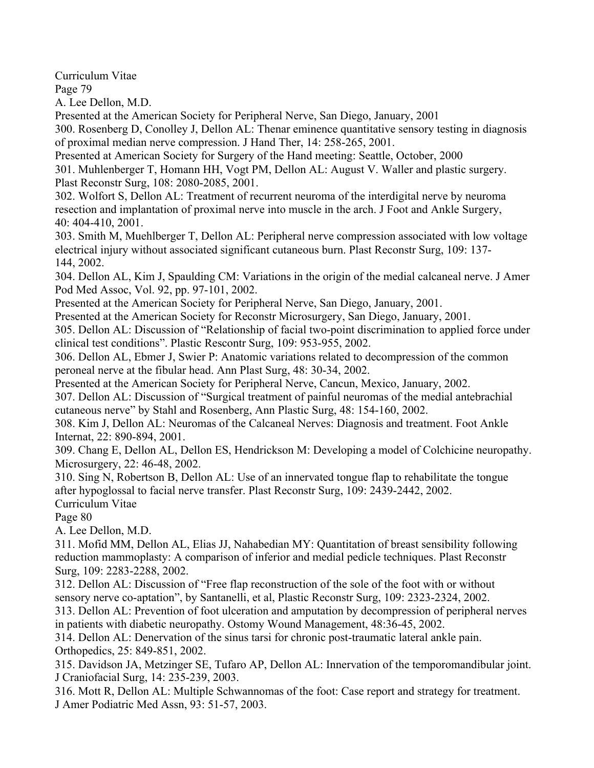Presented at the American Society for Peripheral Nerve, San Diego, January, 2001

300. Rosenberg D, Conolley J, Dellon AL: Thenar eminence quantitative sensory testing in diagnosis of proximal median nerve compression. J Hand Ther, 14: 258-265, 2001.

Presented at American Society for Surgery of the Hand meeting: Seattle, October, 2000

301. Muhlenberger T, Homann HH, Vogt PM, Dellon AL: August V. Waller and plastic surgery. Plast Reconstr Surg, 108: 2080-2085, 2001.

302. Wolfort S, Dellon AL: Treatment of recurrent neuroma of the interdigital nerve by neuroma resection and implantation of proximal nerve into muscle in the arch. J Foot and Ankle Surgery, 40: 404-410, 2001.

303. Smith M, Muehlberger T, Dellon AL: Peripheral nerve compression associated with low voltage electrical injury without associated significant cutaneous burn. Plast Reconstr Surg, 109: 137-144, 2002.

304. Dellon AL, Kim J, Spaulding CM: Variations in the origin of the medial calcaneal nerve. J Amer Pod Med Assoc, Vol. 92, pp. 97-101, 2002.

Presented at the American Society for Peripheral Nerve, San Diego, January, 2001.

Presented at the American Society for Reconstr Microsurgery, San Diego, January, 2001.

305. Dellon AL: Discussion of "Relationship of facial two-point discrimination to applied force under clinical test conditions". Plastic Rescontr Surg, 109: 953-955, 2002.

306. Dellon AL, Ebmer J, Swier P: Anatomic variations related to decompression of the common peroneal nerve at the fibular head. Ann Plast Surg, 48: 30-34, 2002.

Presented at the American Society for Peripheral Nerve, Cancun, Mexico, January, 2002.

307. Dellon AL: Discussion of "Surgical treatment of painful neuromas of the medial antebrachial cutaneous nerve" by Stahl and Rosenberg, Ann Plastic Surg, 48: 154-160, 2002.

308. Kim J, Dellon AL: Neuromas of the Calcaneal Nerves: Diagnosis and treatment. Foot Ankle Internat, 22: 890-894, 2001.

309. Chang E, Dellon AL, Dellon ES, Hendrickson M: Developing a model of Colchicine neuropathy. Microsurgery, 22: 46-48, 2002.

310. Sing N, Robertson B, Dellon AL: Use of an innervated tongue flap to rehabilitate the tongue after hypoglossal to facial nerve transfer. Plast Reconstr Surg, 109: 2439-2442, 2002.

311. Mofid MM, Dellon AL, Elias JJ, Nahabedian MY: Quantitation of breast sensibility following reduction mammoplasty: A comparison of inferior and medial pedicle techniques. Plast Reconstr Surg, 109: 2283-2288, 2002.

312. Dellon AL: Discussion of "Free flap reconstruction of the sole of the foot with or without sensory nerve co-aptation", by Santanelli, et al, Plastic Reconstr Surg, 109: 2323-2324, 2002.

313. Dellon AL: Prevention of foot ulceration and amputation by decompression of peripheral nerves in patients with diabetic neuropathy. Ostomy Wound Management, 48:36-45, 2002.

314. Dellon AL: Denervation of the sinus tarsi for chronic post-traumatic lateral ankle pain. Orthopedics, 25: 849-851, 2002.

315. Davidson JA, Metzinger SE, Tufaro AP, Dellon AL: Innervation of the temporomandibular joint. J Craniofacial Surg, 14: 235-239, 2003.

316. Mott R, Dellon AL: Multiple Schwannomas of the foot: Case report and strategy for treatment. J Amer Podiatric Med Assn, 93: 51-57, 2003.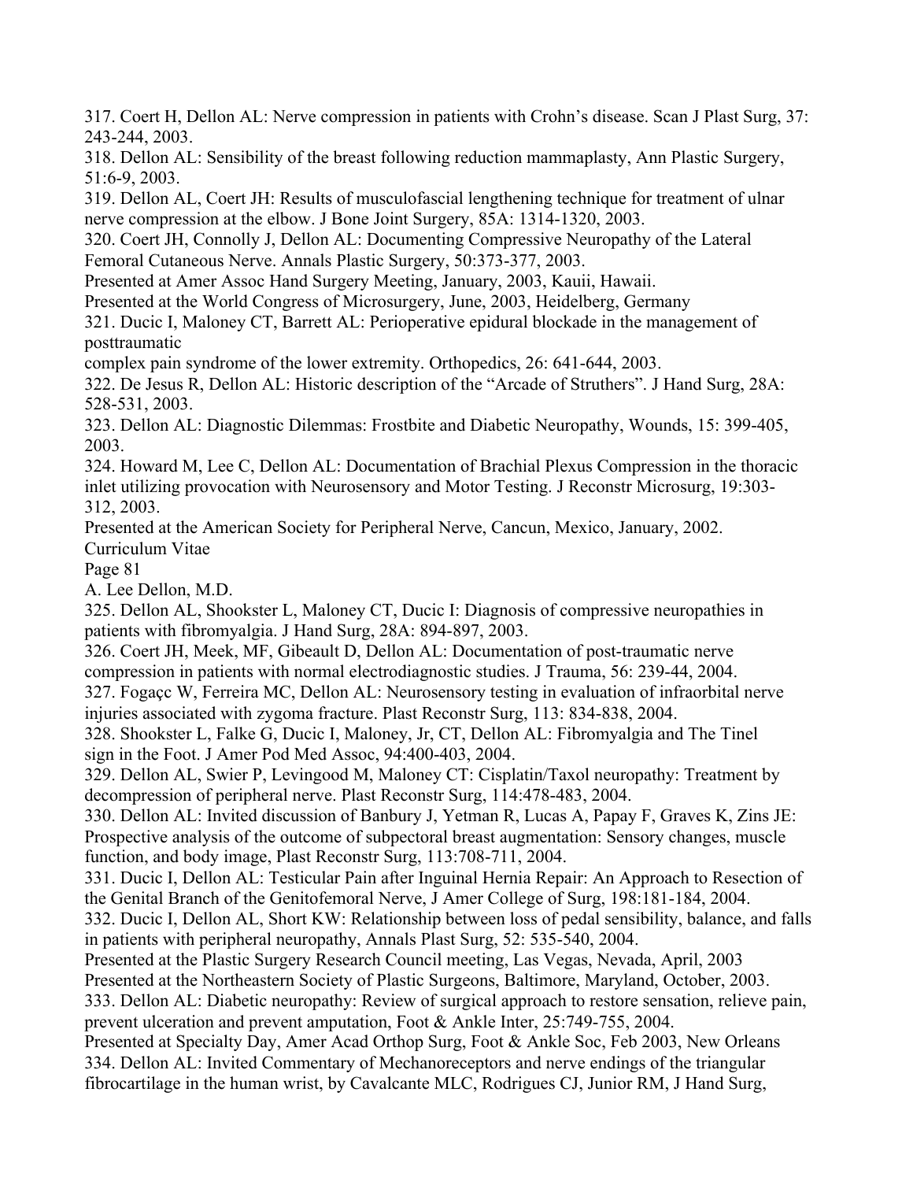317. Coert H, Dellon AL: Nerve compression in patients with Crohn's disease. Scan J Plast Surg, 37: 243-244, 2003.

318. Dellon AL: Sensibility of the breast following reduction mammaplasty, Ann Plastic Surgery, 51:6-9, 2003.

319. Dellon AL, Coert JH: Results of musculofascial lengthening technique for treatment of ulnar nerve compression at the elbow. J Bone Joint Surgery, 85A: 1314-1320, 2003.

320. Coert JH, Connolly J, Dellon AL: Documenting Compressive Neuropathy of the Lateral Femoral Cutaneous Nerve. Annals Plastic Surgery, 50:373-377, 2003.
Presented at Amer Assoc Hand Surgery Meeting, January, 2003, Kauii, Hawaii.
Presented at the World Congress of Microsurgery, June, 2003, Heidelberg, Germany

321. Ducic I, Maloney CT, Barrett AL: Perioperative epidural blockade in the management of posttraumatic complex pain syndrome of the lower extremity. Orthopedics, 26: 641-644, 2003.

322. De Jesus R, Dellon AL: Historic description of the "Arcade of Struthers". J Hand Surg, 28A: 528-531, 2003.

323. Dellon AL: Diagnostic Dilemmas: Frostbite and Diabetic Neuropathy, Wounds, 15: 399-405, 2003.

324. Howard M, Lee C, Dellon AL: Documentation of Brachial Plexus Compression in the thoracic inlet utilizing provocation with Neurosensory and Motor Testing. J Reconstr Microsurg, 19:303-312, 2003.
Presented at the American Society for Peripheral Nerve, Cancun, Mexico, January, 2002.

325. Dellon AL, Shookster L, Maloney CT, Ducic I: Diagnosis of compressive neuropathies in patients with fibromyalgia. J Hand Surg, 28A: 894-897, 2003.

326. Coert JH, Meek, MF, Gibeault D, Dellon AL: Documentation of post-traumatic nerve compression in patients with normal electrodiagnostic studies. J Trauma, 56: 239-44, 2004.

327. Fogaçç W, Ferreira MC, Dellon AL: Neurosensory testing in evaluation of infraorbital nerve injuries associated with zygoma fracture. Plast Reconstr Surg, 113: 834-838, 2004.

328. Shookster L, Falke G, Ducic I, Maloney, Jr, CT, Dellon AL: Fibromyalgia and The Tinel sign in the Foot. J Amer Pod Med Assoc, 94:400-403, 2004.

329. Dellon AL, Swier P, Levingood M, Maloney CT: Cisplatin/Taxol neuropathy: Treatment by decompression of peripheral nerve. Plast Reconstr Surg, 114:478-483, 2004.

330. Dellon AL: Invited discussion of Banbury J, Yetman R, Lucas A, Papay F, Graves K, Zins JE: Prospective analysis of the outcome of subpectoral breast augmentation: Sensory changes, muscle function, and body image, Plast Reconstr Surg, 113:708-711, 2004.

331. Ducic I, Dellon AL: Testicular Pain after Inguinal Hernia Repair: An Approach to Resection of the Genital Branch of the Genitofemoral Nerve, J Amer College of Surg, 198:181-184, 2004.

332. Ducic I, Dellon AL, Short KW: Relationship between loss of pedal sensibility, balance, and falls in patients with peripheral neuropathy, Annals Plast Surg, 52: 535-540, 2004.
Presented at the Plastic Surgery Research Council meeting, Las Vegas, Nevada, April, 2003
Presented at the Northeastern Society of Plastic Surgeons, Baltimore, Maryland, October, 2003.

333. Dellon AL: Diabetic neuropathy: Review of surgical approach to restore sensation, relieve pain, prevent ulceration and prevent amputation, Foot & Ankle Inter, 25:749-755, 2004.
Presented at Specialty Day, Amer Acad Orthop Surg, Foot & Ankle Soc, Feb 2003, New Orleans

334. Dellon AL: Invited Commentary of Mechanoreceptors and nerve endings of the triangular fibrocartilage in the human wrist, by Cavalcante MLC, Rodrigues CJ, Junior RM, J Hand Surg,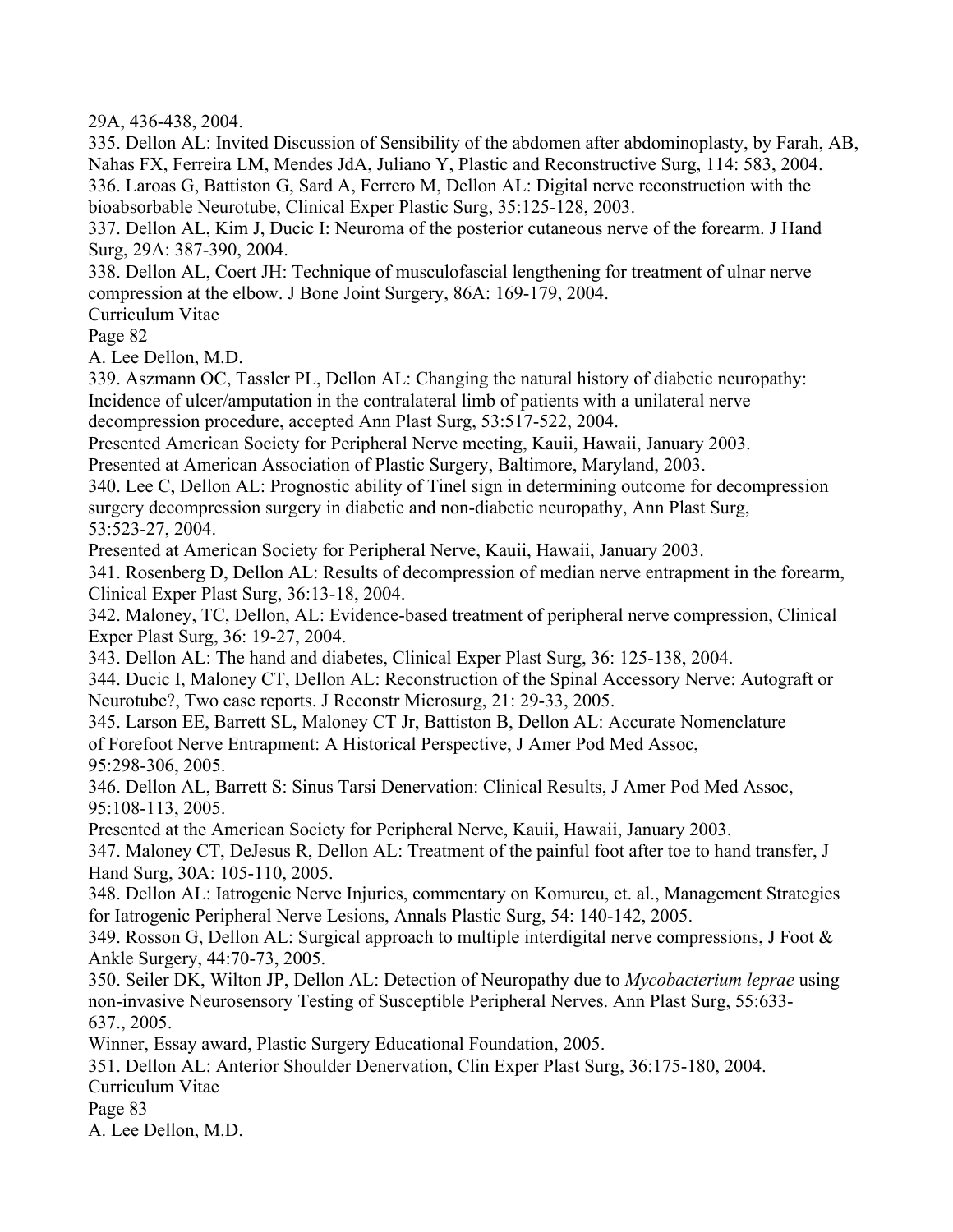29A, 436-438, 2004.

335. Dellon AL: Invited Discussion of Sensibility of the abdomen after abdominoplasty, by Farah, AB, Nahas FX, Ferreira LM, Mendes JdA, Juliano Y, Plastic and Reconstructive Surg, 114: 583, 2004.

336. Laroas G, Battiston G, Sard A, Ferrero M, Dellon AL: Digital nerve reconstruction with the bioabsorbable Neurotube, Clinical Exper Plastic Surg, 35:125-128, 2003.

337. Dellon AL, Kim J, Ducic I: Neuroma of the posterior cutaneous nerve of the forearm. J Hand Surg, 29A: 387-390, 2004.

338. Dellon AL, Coert JH: Technique of musculofascial lengthening for treatment of ulnar nerve compression at the elbow. J Bone Joint Surgery, 86A: 169-179, 2004.

339. Aszmann OC, Tassler PL, Dellon AL: Changing the natural history of diabetic neuropathy: Incidence of ulcer/amputation in the contralateral limb of patients with a unilateral nerve decompression procedure, accepted Ann Plast Surg, 53:517-522, 2004.

Presented American Society for Peripheral Nerve meeting, Kauii, Hawaii, January 2003.

Presented at American Association of Plastic Surgery, Baltimore, Maryland, 2003.

340. Lee C, Dellon AL: Prognostic ability of Tinel sign in determining outcome for decompression surgery decompression surgery in diabetic and non-diabetic neuropathy, Ann Plast Surg, 53:523-27, 2004.

Presented at American Society for Peripheral Nerve, Kauii, Hawaii, January 2003.

341. Rosenberg D, Dellon AL: Results of decompression of median nerve entrapment in the forearm, Clinical Exper Plast Surg, 36:13-18, 2004.

342. Maloney, TC, Dellon, AL: Evidence-based treatment of peripheral nerve compression, Clinical Exper Plast Surg, 36: 19-27, 2004.

343. Dellon AL: The hand and diabetes, Clinical Exper Plast Surg, 36: 125-138, 2004.

344. Ducic I, Maloney CT, Dellon AL: Reconstruction of the Spinal Accessory Nerve: Autograft or Neurotube?, Two case reports. J Reconstr Microsurg, 21: 29-33, 2005.

345. Larson EE, Barrett SL, Maloney CT Jr, Battiston B, Dellon AL: Accurate Nomenclature of Forefoot Nerve Entrapment: A Historical Perspective, J Amer Pod Med Assoc, 95:298-306, 2005.

346. Dellon AL, Barrett S: Sinus Tarsi Denervation: Clinical Results, J Amer Pod Med Assoc, 95:108-113, 2005.

Presented at the American Society for Peripheral Nerve, Kauii, Hawaii, January 2003.

347. Maloney CT, DeJesus R, Dellon AL: Treatment of the painful foot after toe to hand transfer, J Hand Surg, 30A: 105-110, 2005.

348. Dellon AL: Iatrogenic Nerve Injuries, commentary on Komurcu, et. al., Management Strategies for Iatrogenic Peripheral Nerve Lesions, Annals Plastic Surg, 54: 140-142, 2005.

349. Rosson G, Dellon AL: Surgical approach to multiple interdigital nerve compressions, J Foot & Ankle Surgery, 44:70-73, 2005.

350. Seiler DK, Wilton JP, Dellon AL: Detection of Neuropathy due to *Mycobacterium leprae* using non-invasive Neurosensory Testing of Susceptible Peripheral Nerves. Ann Plast Surg, 55:633-637., 2005.

Winner, Essay award, Plastic Surgery Educational Foundation, 2005.

351. Dellon AL: Anterior Shoulder Denervation, Clin Exper Plast Surg, 36:175-180, 2004.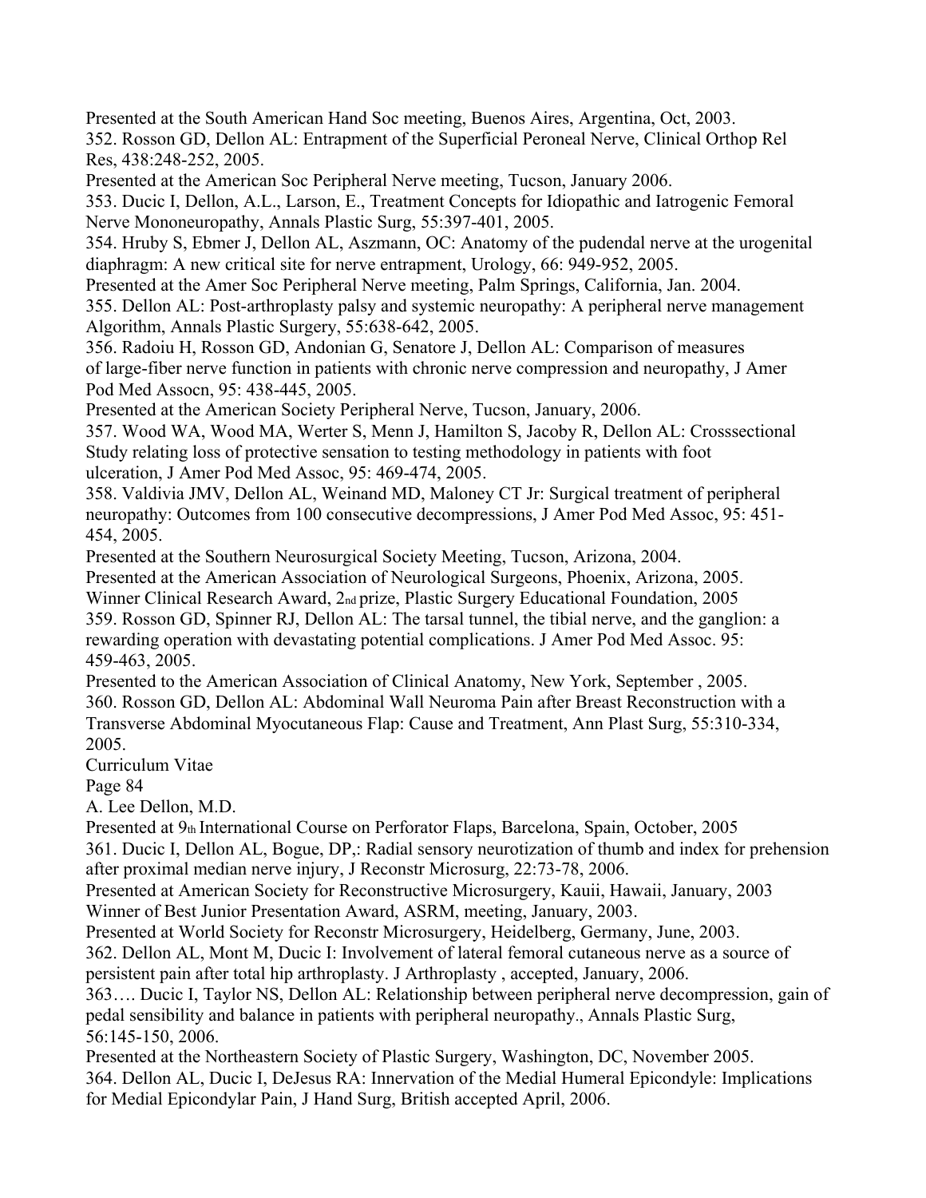Presented at the South American Hand Soc meeting, Buenos Aires, Argentina, Oct, 2003.

352. Rosson GD, Dellon AL: Entrapment of the Superficial Peroneal Nerve, Clinical Orthop Rel Res, 438:248-252, 2005.

Presented at the American Soc Peripheral Nerve meeting, Tucson, January 2006.

353. Ducic I, Dellon, A.L., Larson, E., Treatment Concepts for Idiopathic and Iatrogenic Femoral Nerve Mononeuropathy, Annals Plastic Surg, 55:397-401, 2005.

354. Hruby S, Ebmer J, Dellon AL, Aszmann, OC: Anatomy of the pudendal nerve at the urogenital diaphragm: A new critical site for nerve entrapment, Urology, 66: 949-952, 2005.

Presented at the Amer Soc Peripheral Nerve meeting, Palm Springs, California, Jan. 2004.

355. Dellon AL: Post-arthroplasty palsy and systemic neuropathy: A peripheral nerve management Algorithm, Annals Plastic Surgery, 55:638-642, 2005.

356. Radoiu H, Rosson GD, Andonian G, Senatore J, Dellon AL: Comparison of measures of large-fiber nerve function in patients with chronic nerve compression and neuropathy, J Amer Pod Med Assocn, 95: 438-445, 2005.

Presented at the American Society Peripheral Nerve, Tucson, January, 2006.

357. Wood WA, Wood MA, Werter S, Menn J, Hamilton S, Jacoby R, Dellon AL: Crosssectional Study relating loss of protective sensation to testing methodology in patients with foot ulceration, J Amer Pod Med Assoc, 95: 469-474, 2005.

358. Valdivia JMV, Dellon AL, Weinand MD, Maloney CT Jr: Surgical treatment of peripheral neuropathy: Outcomes from 100 consecutive decompressions, J Amer Pod Med Assoc, 95: 451-454, 2005.

Presented at the Southern Neurosurgical Society Meeting, Tucson, Arizona, 2004.

Presented at the American Association of Neurological Surgeons, Phoenix, Arizona, 2005.

Winner Clinical Research Award, 2nd prize, Plastic Surgery Educational Foundation, 2005

359. Rosson GD, Spinner RJ, Dellon AL: The tarsal tunnel, the tibial nerve, and the ganglion: a rewarding operation with devastating potential complications. J Amer Pod Med Assoc. 95: 459-463, 2005.

Presented to the American Association of Clinical Anatomy, New York, September , 2005.

360. Rosson GD, Dellon AL: Abdominal Wall Neuroma Pain after Breast Reconstruction with a Transverse Abdominal Myocutaneous Flap: Cause and Treatment, Ann Plast Surg, 55:310-334, 2005.

Presented at 9th International Course on Perforator Flaps, Barcelona, Spain, October, 2005

361. Ducic I, Dellon AL, Bogue, DP,: Radial sensory neurotization of thumb and index for prehension after proximal median nerve injury, J Reconstr Microsurg, 22:73-78, 2006.

Presented at American Society for Reconstructive Microsurgery, Kauii, Hawaii, January, 2003

Winner of Best Junior Presentation Award, ASRM, meeting, January, 2003.

Presented at World Society for Reconstr Microsurgery, Heidelberg, Germany, June, 2003.

362. Dellon AL, Mont M, Ducic I: Involvement of lateral femoral cutaneous nerve as a source of persistent pain after total hip arthroplasty. J Arthroplasty , accepted, January, 2006.

363…. Ducic I, Taylor NS, Dellon AL: Relationship between peripheral nerve decompression, gain of pedal sensibility and balance in patients with peripheral neuropathy., Annals Plastic Surg, 56:145-150, 2006.

Presented at the Northeastern Society of Plastic Surgery, Washington, DC, November 2005.

364. Dellon AL, Ducic I, DeJesus RA: Innervation of the Medial Humeral Epicondyle: Implications for Medial Epicondylar Pain, J Hand Surg, British accepted April, 2006.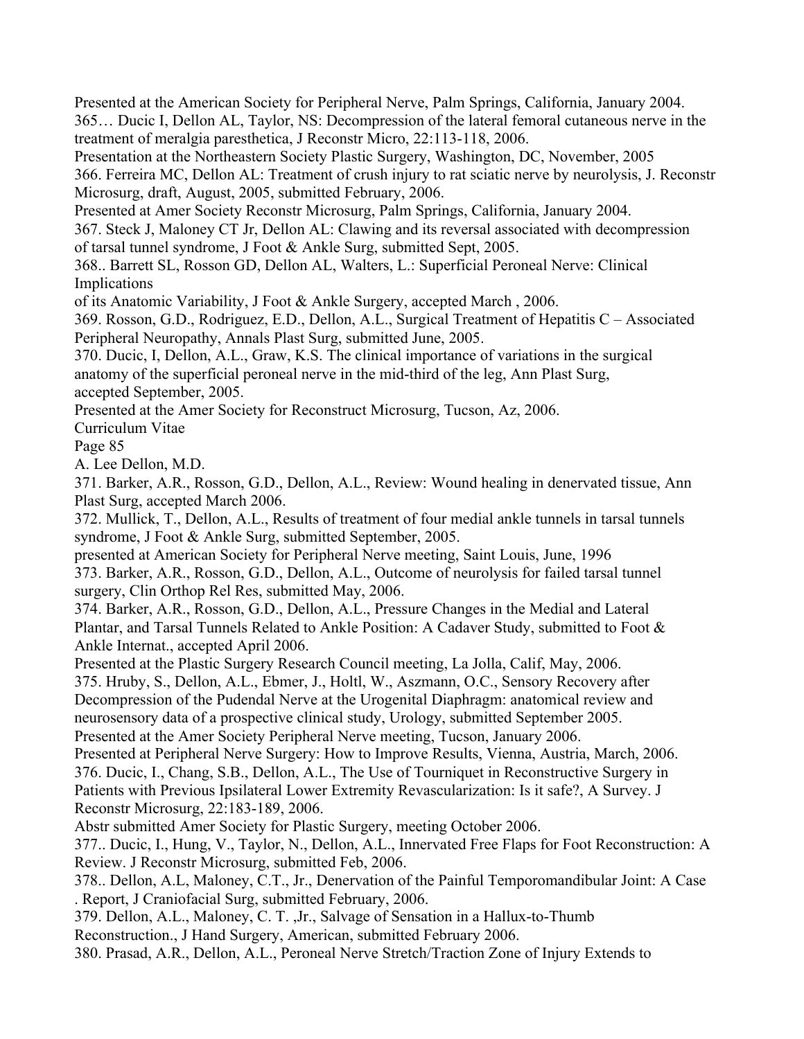Presented at the American Society for Peripheral Nerve, Palm Springs, California, January 2004.

365… Ducic I, Dellon AL, Taylor, NS: Decompression of the lateral femoral cutaneous nerve in the treatment of meralgia paresthetica, J Reconstr Micro, 22:113-118, 2006.

Presentation at the Northeastern Society Plastic Surgery, Washington, DC, November, 2005

366. Ferreira MC, Dellon AL: Treatment of crush injury to rat sciatic nerve by neurolysis, J. Reconstr Microsurg, draft, August, 2005, submitted February, 2006.

Presented at Amer Society Reconstr Microsurg, Palm Springs, California, January 2004.

367. Steck J, Maloney CT Jr, Dellon AL: Clawing and its reversal associated with decompression of tarsal tunnel syndrome, J Foot & Ankle Surg, submitted Sept, 2005.

368.. Barrett SL, Rosson GD, Dellon AL, Walters, L.: Superficial Peroneal Nerve: Clinical Implications of its Anatomic Variability, J Foot & Ankle Surgery, accepted March , 2006.

369. Rosson, G.D., Rodriguez, E.D., Dellon, A.L., Surgical Treatment of Hepatitis C – Associated Peripheral Neuropathy, Annals Plast Surg, submitted June, 2005.

370. Ducic, I, Dellon, A.L., Graw, K.S. The clinical importance of variations in the surgical anatomy of the superficial peroneal nerve in the mid-third of the leg, Ann Plast Surg, accepted September, 2005.

Presented at the Amer Society for Reconstruct Microsurg, Tucson, Az, 2006.

371. Barker, A.R., Rosson, G.D., Dellon, A.L., Review: Wound healing in denervated tissue, Ann Plast Surg, accepted March 2006.

372. Mullick, T., Dellon, A.L., Results of treatment of four medial ankle tunnels in tarsal tunnels syndrome, J Foot & Ankle Surg, submitted September, 2005.

presented at American Society for Peripheral Nerve meeting, Saint Louis, June, 1996

373. Barker, A.R., Rosson, G.D., Dellon, A.L., Outcome of neurolysis for failed tarsal tunnel surgery, Clin Orthop Rel Res, submitted May, 2006.

374. Barker, A.R., Rosson, G.D., Dellon, A.L., Pressure Changes in the Medial and Lateral Plantar, and Tarsal Tunnels Related to Ankle Position: A Cadaver Study, submitted to Foot & Ankle Internat., accepted April 2006.

Presented at the Plastic Surgery Research Council meeting, La Jolla, Calif, May, 2006.

375. Hruby, S., Dellon, A.L., Ebmer, J., Holtl, W., Aszmann, O.C., Sensory Recovery after Decompression of the Pudendal Nerve at the Urogenital Diaphragm: anatomical review and neurosensory data of a prospective clinical study, Urology, submitted September 2005.

Presented at the Amer Society Peripheral Nerve meeting, Tucson, January 2006.

Presented at Peripheral Nerve Surgery: How to Improve Results, Vienna, Austria, March, 2006.

376. Ducic, I., Chang, S.B., Dellon, A.L., The Use of Tourniquet in Reconstructive Surgery in Patients with Previous Ipsilateral Lower Extremity Revascularization: Is it safe?, A Survey. J Reconstr Microsurg, 22:183-189, 2006.

Abstr submitted Amer Society for Plastic Surgery, meeting October 2006.

377.. Ducic, I., Hung, V., Taylor, N., Dellon, A.L., Innervated Free Flaps for Foot Reconstruction: A Review. J Reconstr Microsurg, submitted Feb, 2006.

378.. Dellon, A.L, Maloney, C.T., Jr., Denervation of the Painful Temporomandibular Joint: A Case . Report, J Craniofacial Surg, submitted February, 2006.

379. Dellon, A.L., Maloney, C. T. ,Jr., Salvage of Sensation in a Hallux-to-Thumb Reconstruction., J Hand Surgery, American, submitted February 2006.

380. Prasad, A.R., Dellon, A.L., Peroneal Nerve Stretch/Traction Zone of Injury Extends to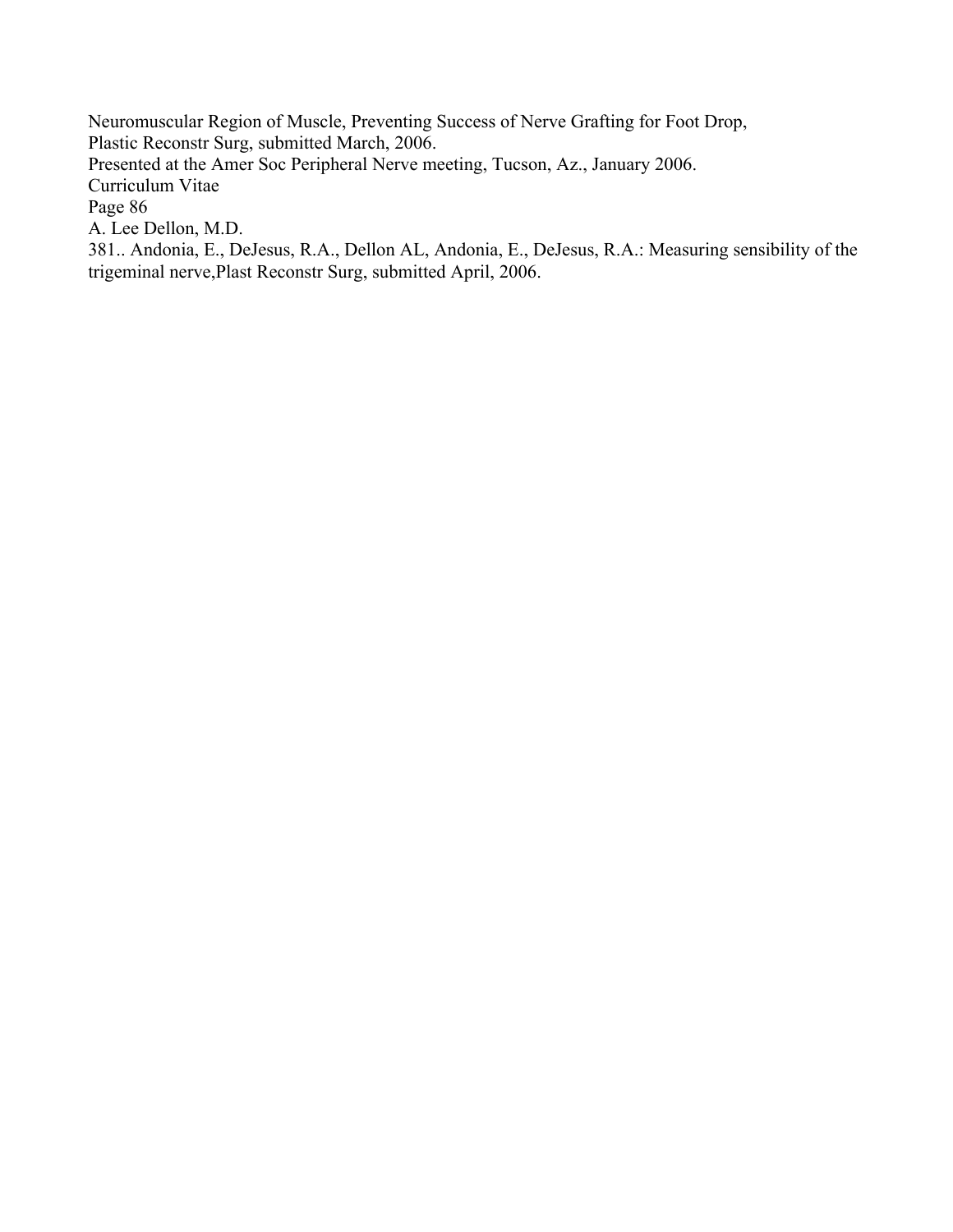Neuromuscular Region of Muscle, Preventing Success of Nerve Grafting for Foot Drop,
Plastic Reconstr Surg, submitted March, 2006.
Presented at the Amer Soc Peripheral Nerve meeting, Tucson, Az., January 2006.

381.. Andonia, E., DeJesus, R.A., Dellon AL, Andonia, E., DeJesus, R.A.: Measuring sensibility of the trigeminal nerve,Plast Reconstr Surg, submitted April, 2006.